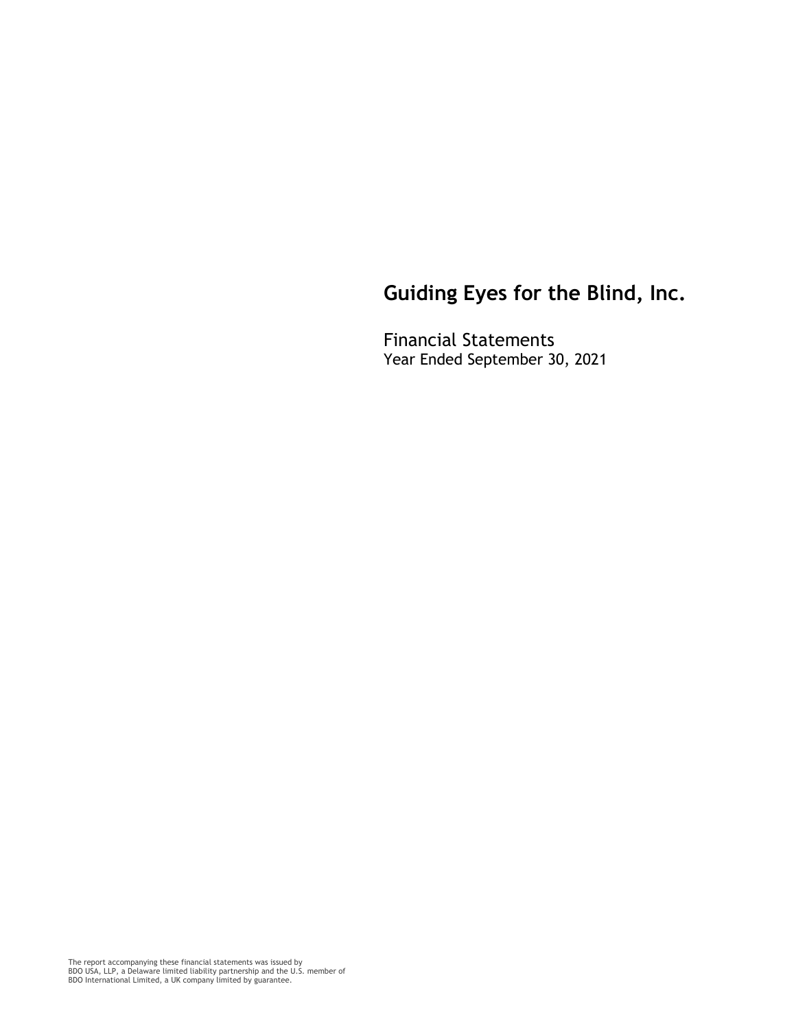# Guiding Eyes for the Blind, Inc.

Financial Statements
Year Ended September 30, 2021

The report accompanying these financial statements was issued by BDO USA, LLP, a Delaware limited liability partnership and the U.S. member of BDO International Limited, a UK company limited by guarantee.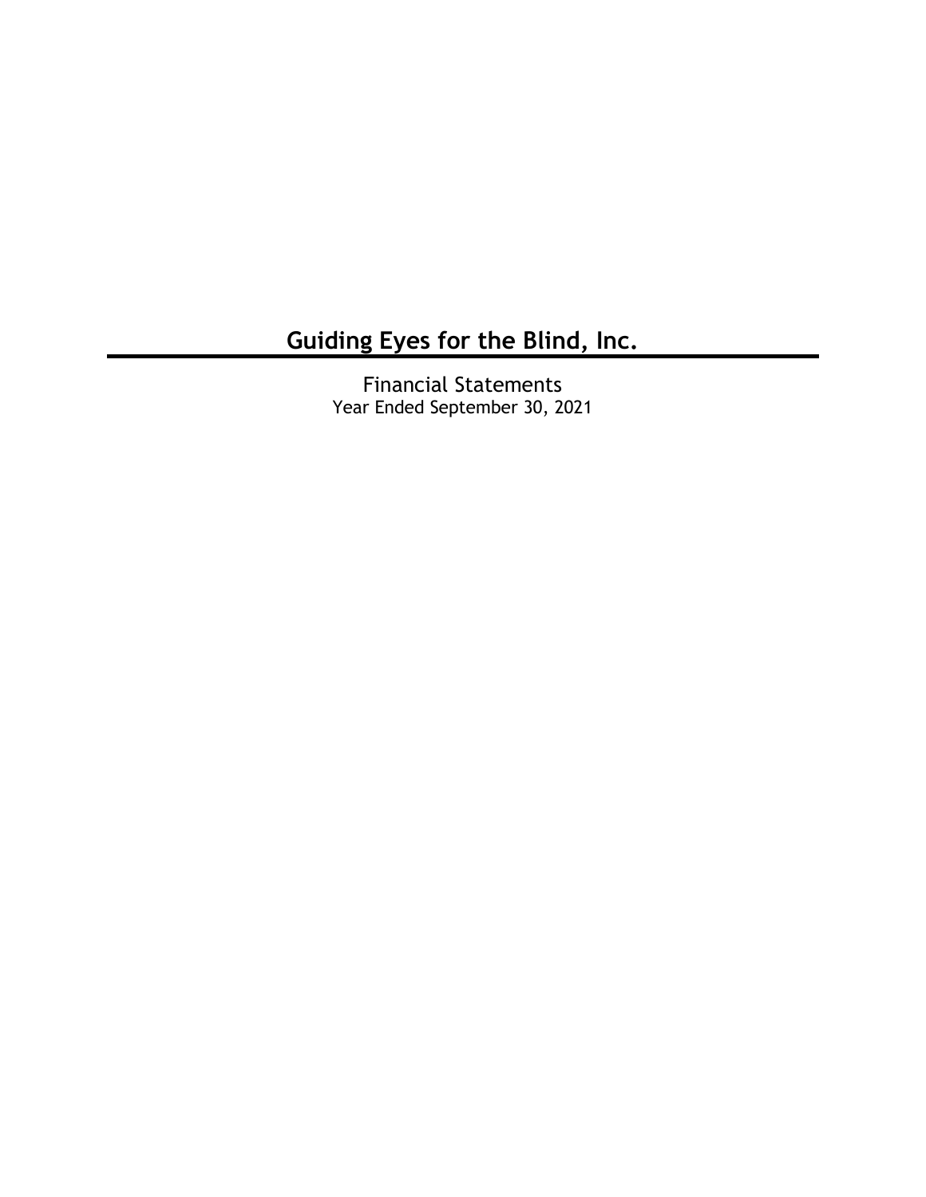# Guiding Eyes for the Blind, Inc.

Financial Statements
Year Ended September 30, 2021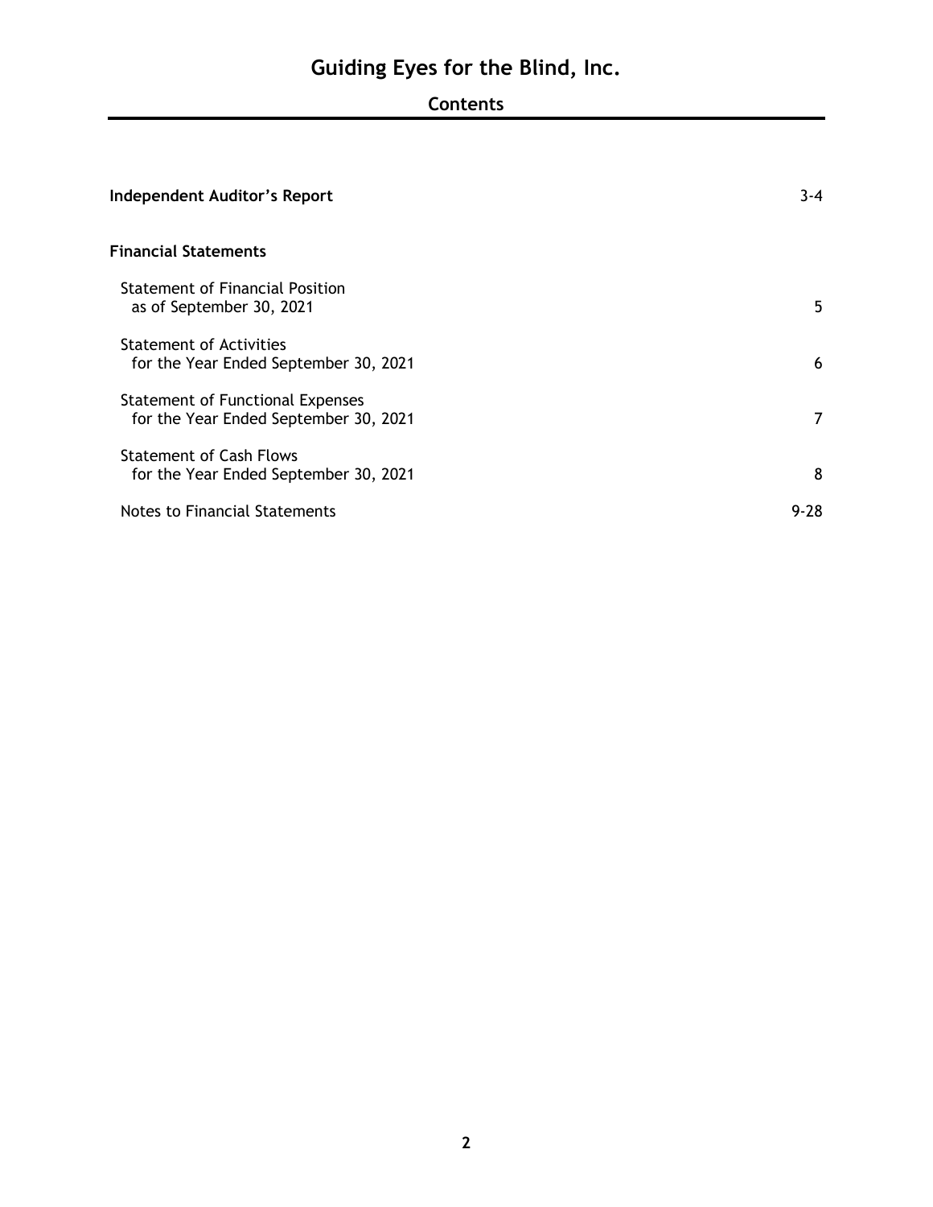# Guiding Eyes for the Blind, Inc.

## Contents

| | |
|---|---|
| **Independent Auditor's Report** | 3-4 |
| **Financial Statements** | |
| Statement of Financial Position as of September 30, 2021 | 5 |
| Statement of Activities for the Year Ended September 30, 2021 | 6 |
| Statement of Functional Expenses for the Year Ended September 30, 2021 | 7 |
| Statement of Cash Flows for the Year Ended September 30, 2021 | 8 |
| Notes to Financial Statements | 9-28 |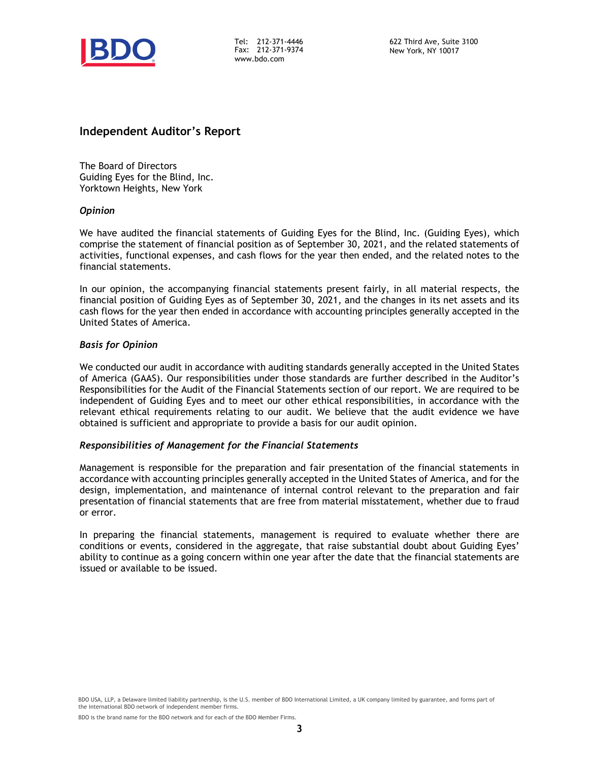Tel: 212-371-4446
Fax: 212-371-9374
www.bdo.com

622 Third Ave, Suite 3100
New York, NY 10017

## Independent Auditor's Report

The Board of Directors
Guiding Eyes for the Blind, Inc.
Yorktown Heights, New York

### *Opinion*

We have audited the financial statements of Guiding Eyes for the Blind, Inc. (Guiding Eyes), which comprise the statement of financial position as of September 30, 2021, and the related statements of activities, functional expenses, and cash flows for the year then ended, and the related notes to the financial statements.

In our opinion, the accompanying financial statements present fairly, in all material respects, the financial position of Guiding Eyes as of September 30, 2021, and the changes in its net assets and its cash flows for the year then ended in accordance with accounting principles generally accepted in the United States of America.

### *Basis for Opinion*

We conducted our audit in accordance with auditing standards generally accepted in the United States of America (GAAS). Our responsibilities under those standards are further described in the Auditor's Responsibilities for the Audit of the Financial Statements section of our report. We are required to be independent of Guiding Eyes and to meet our other ethical responsibilities, in accordance with the relevant ethical requirements relating to our audit. We believe that the audit evidence we have obtained is sufficient and appropriate to provide a basis for our audit opinion.

### *Responsibilities of Management for the Financial Statements*

Management is responsible for the preparation and fair presentation of the financial statements in accordance with accounting principles generally accepted in the United States of America, and for the design, implementation, and maintenance of internal control relevant to the preparation and fair presentation of financial statements that are free from material misstatement, whether due to fraud or error.

In preparing the financial statements, management is required to evaluate whether there are conditions or events, considered in the aggregate, that raise substantial doubt about Guiding Eyes' ability to continue as a going concern within one year after the date that the financial statements are issued or available to be issued.

BDO USA, LLP, a Delaware limited liability partnership, is the U.S. member of BDO International Limited, a UK company limited by guarantee, and forms part of the international BDO network of independent member firms.

BDO is the brand name for the BDO network and for each of the BDO Member Firms.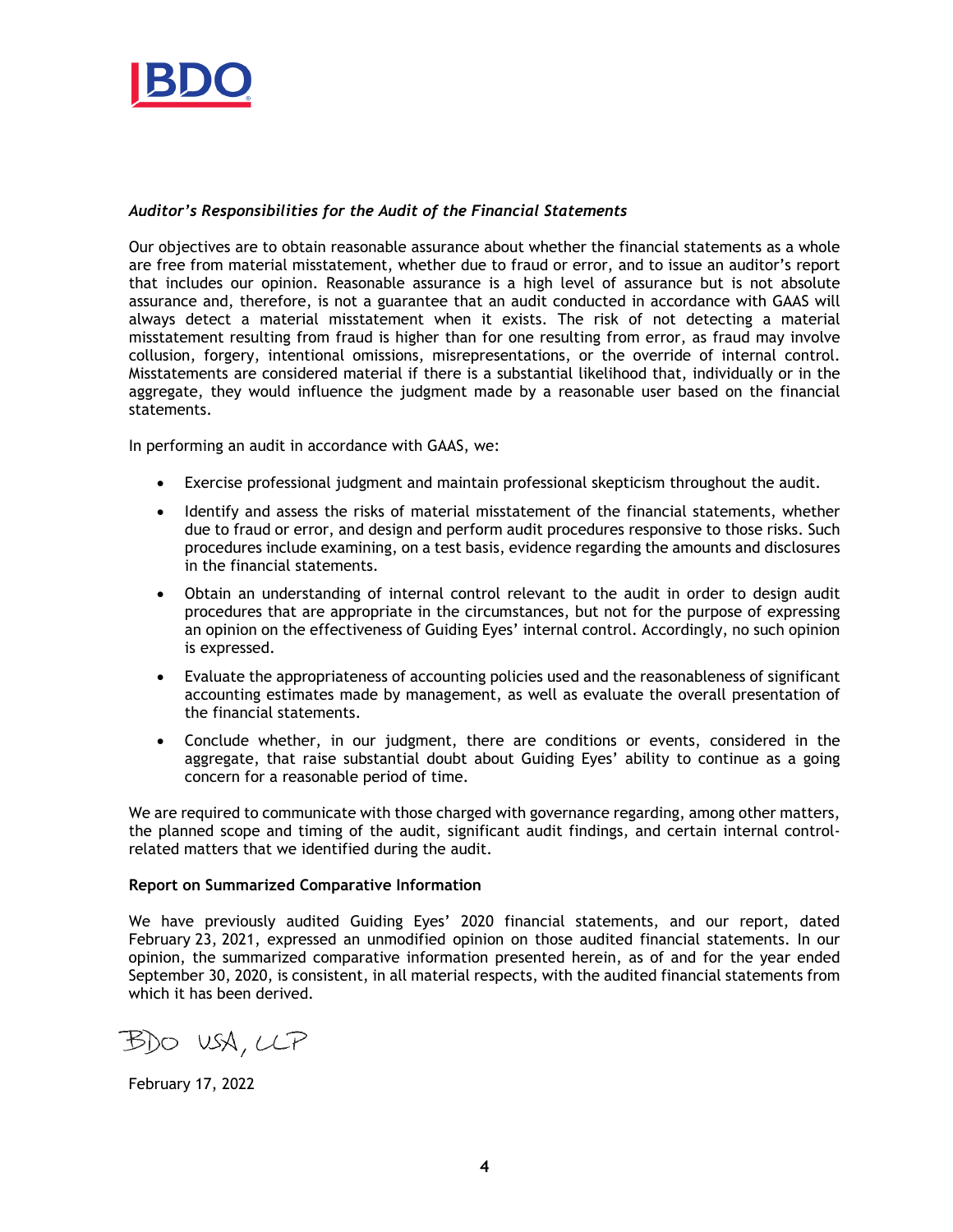### *Auditor's Responsibilities for the Audit of the Financial Statements*

Our objectives are to obtain reasonable assurance about whether the financial statements as a whole are free from material misstatement, whether due to fraud or error, and to issue an auditor's report that includes our opinion. Reasonable assurance is a high level of assurance but is not absolute assurance and, therefore, is not a guarantee that an audit conducted in accordance with GAAS will always detect a material misstatement when it exists. The risk of not detecting a material misstatement resulting from fraud is higher than for one resulting from error, as fraud may involve collusion, forgery, intentional omissions, misrepresentations, or the override of internal control. Misstatements are considered material if there is a substantial likelihood that, individually or in the aggregate, they would influence the judgment made by a reasonable user based on the financial statements.

In performing an audit in accordance with GAAS, we:

- Exercise professional judgment and maintain professional skepticism throughout the audit.
- Identify and assess the risks of material misstatement of the financial statements, whether due to fraud or error, and design and perform audit procedures responsive to those risks. Such procedures include examining, on a test basis, evidence regarding the amounts and disclosures in the financial statements.
- Obtain an understanding of internal control relevant to the audit in order to design audit procedures that are appropriate in the circumstances, but not for the purpose of expressing an opinion on the effectiveness of Guiding Eyes' internal control. Accordingly, no such opinion is expressed.
- Evaluate the appropriateness of accounting policies used and the reasonableness of significant accounting estimates made by management, as well as evaluate the overall presentation of the financial statements.
- Conclude whether, in our judgment, there are conditions or events, considered in the aggregate, that raise substantial doubt about Guiding Eyes' ability to continue as a going concern for a reasonable period of time.

We are required to communicate with those charged with governance regarding, among other matters, the planned scope and timing of the audit, significant audit findings, and certain internal control-related matters that we identified during the audit.

**Report on Summarized Comparative Information**

We have previously audited Guiding Eyes' 2020 financial statements, and our report, dated February 23, 2021, expressed an unmodified opinion on those audited financial statements. In our opinion, the summarized comparative information presented herein, as of and for the year ended September 30, 2020, is consistent, in all material respects, with the audited financial statements from which it has been derived.

BDO USA, LLP

February 17, 2022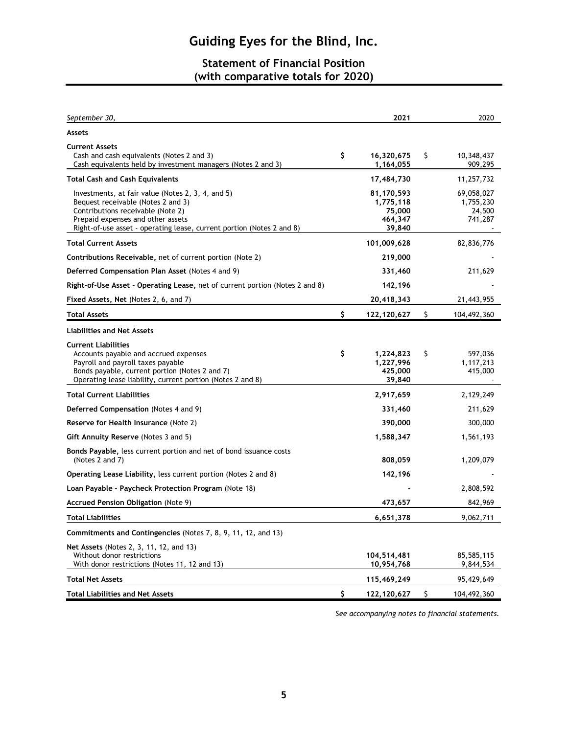# Guiding Eyes for the Blind, Inc.

## Statement of Financial Position
## (with comparative totals for 2020)

| *September 30,* | 2021 | 2020 |
|---|---|---|
| **Assets** | | |
| **Current Assets** | | |
| Cash and cash equivalents (Notes 2 and 3) | $ 16,320,675 | $ 10,348,437 |
| Cash equivalents held by investment managers (Notes 2 and 3) | 1,164,055 | 909,295 |
| **Total Cash and Cash Equivalents** | 17,484,730 | 11,257,732 |
| Investments, at fair value (Notes 2, 3, 4, and 5) | 81,170,593 | 69,058,027 |
| Bequest receivable (Notes 2 and 3) | 1,775,118 | 1,755,230 |
| Contributions receivable (Note 2) | 75,000 | 24,500 |
| Prepaid expenses and other assets | 464,347 | 741,287 |
| Right-of-use asset - operating lease, current portion (Notes 2 and 8) | 39,840 | - |
| **Total Current Assets** | 101,009,628 | 82,836,776 |
| **Contributions Receivable,** net of current portion (Note 2) | 219,000 | - |
| **Deferred Compensation Plan Asset** (Notes 4 and 9) | 331,460 | 211,629 |
| **Right-of-Use Asset - Operating Lease,** net of current portion (Notes 2 and 8) | 142,196 | - |
| **Fixed Assets, Net** (Notes 2, 6, and 7) | 20,418,343 | 21,443,955 |
| **Total Assets** | $ 122,120,627 | $ 104,492,360 |
| **Liabilities and Net Assets** | | |
| **Current Liabilities** | | |
| Accounts payable and accrued expenses | $ 1,224,823 | $ 597,036 |
| Payroll and payroll taxes payable | 1,227,996 | 1,117,213 |
| Bonds payable, current portion (Notes 2 and 7) | 425,000 | 415,000 |
| Operating lease liability, current portion (Notes 2 and 8) | 39,840 | - |
| **Total Current Liabilities** | 2,917,659 | 2,129,249 |
| **Deferred Compensation** (Notes 4 and 9) | 331,460 | 211,629 |
| **Reserve for Health Insurance** (Note 2) | 390,000 | 300,000 |
| **Gift Annuity Reserve** (Notes 3 and 5) | 1,588,347 | 1,561,193 |
| **Bonds Payable,** less current portion and net of bond issuance costs (Notes 2 and 7) | 808,059 | 1,209,079 |
| **Operating Lease Liability,** less current portion (Notes 2 and 8) | 142,196 | - |
| **Loan Payable - Paycheck Protection Program** (Note 18) | - | 2,808,592 |
| **Accrued Pension Obligation** (Note 9) | 473,657 | 842,969 |
| **Total Liabilities** | 6,651,378 | 9,062,711 |
| **Commitments and Contingencies** (Notes 7, 8, 9, 11, 12, and 13) | | |
| **Net Assets** (Notes 2, 3, 11, 12, and 13) | | |
| Without donor restrictions | 104,514,481 | 85,585,115 |
| With donor restrictions (Notes 11, 12 and 13) | 10,954,768 | 9,844,534 |
| **Total Net Assets** | 115,469,249 | 95,429,649 |
| **Total Liabilities and Net Assets** | $ 122,120,627 | $ 104,492,360 |

*See accompanying notes to financial statements.*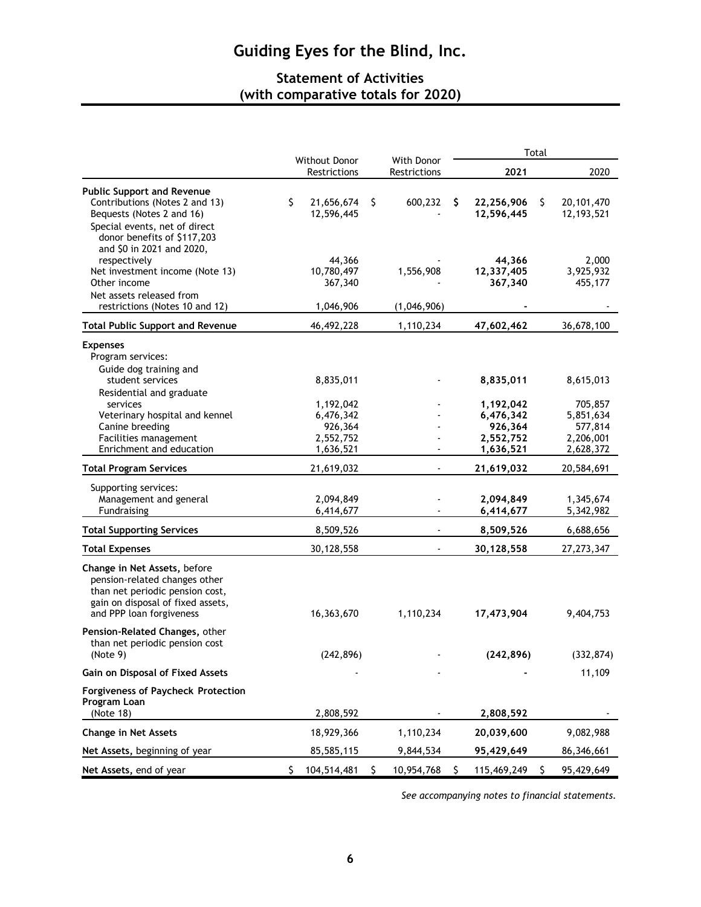# Guiding Eyes for the Blind, Inc.

## Statement of Activities
## (with comparative totals for 2020)

| | Without Donor Restrictions | With Donor Restrictions | Total 2021 | Total 2020 |
|---|---|---|---|---|
| **Public Support and Revenue** | | | | |
| Contributions (Notes 2 and 13) | $ 21,656,674 | $ 600,232 | **$ 22,256,906** | $ 20,101,470 |
| Bequests (Notes 2 and 16) | 12,596,445 | - | **12,596,445** | 12,193,521 |
| Special events, net of direct donor benefits of $117,203 and $0 in 2021 and 2020, respectively | 44,366 | - | **44,366** | 2,000 |
| Net investment income (Note 13) | 10,780,497 | 1,556,908 | **12,337,405** | 3,925,932 |
| Other income | 367,340 | - | **367,340** | 455,177 |
| Net assets released from restrictions (Notes 10 and 12) | 1,046,906 | (1,046,906) | **-** | - |
| **Total Public Support and Revenue** | 46,492,228 | 1,110,234 | **47,602,462** | 36,678,100 |
| **Expenses** | | | | |
| Program services: | | | | |
| Guide dog training and student services | 8,835,011 | - | **8,835,011** | 8,615,013 |
| Residential and graduate services | 1,192,042 | - | **1,192,042** | 705,857 |
| Veterinary hospital and kennel | 6,476,342 | - | **6,476,342** | 5,851,634 |
| Canine breeding | 926,364 | - | **926,364** | 577,814 |
| Facilities management | 2,552,752 | - | **2,552,752** | 2,206,001 |
| Enrichment and education | 1,636,521 | - | **1,636,521** | 2,628,372 |
| **Total Program Services** | 21,619,032 | - | **21,619,032** | 20,584,691 |
| Supporting services: | | | | |
| Management and general | 2,094,849 | - | **2,094,849** | 1,345,674 |
| Fundraising | 6,414,677 | - | **6,414,677** | 5,342,982 |
| **Total Supporting Services** | 8,509,526 | - | **8,509,526** | 6,688,656 |
| **Total Expenses** | 30,128,558 | - | **30,128,558** | 27,273,347 |
| **Change in Net Assets,** before pension-related changes other than net periodic pension cost, gain on disposal of fixed assets, and PPP loan forgiveness | 16,363,670 | 1,110,234 | **17,473,904** | 9,404,753 |
| **Pension-Related Changes,** other than net periodic pension cost (Note 9) | (242,896) | - | **(242,896)** | (332,874) |
| **Gain on Disposal of Fixed Assets** | - | - | **-** | 11,109 |
| **Forgiveness of Paycheck Protection Program Loan** (Note 18) | 2,808,592 | - | **2,808,592** | - |
| **Change in Net Assets** | 18,929,366 | 1,110,234 | **20,039,600** | 9,082,988 |
| **Net Assets,** beginning of year | 85,585,115 | 9,844,534 | **95,429,649** | 86,346,661 |
| **Net Assets,** end of year | $ 104,514,481 | $ 10,954,768 | $ 115,469,249 | $ 95,429,649 |

*See accompanying notes to financial statements.*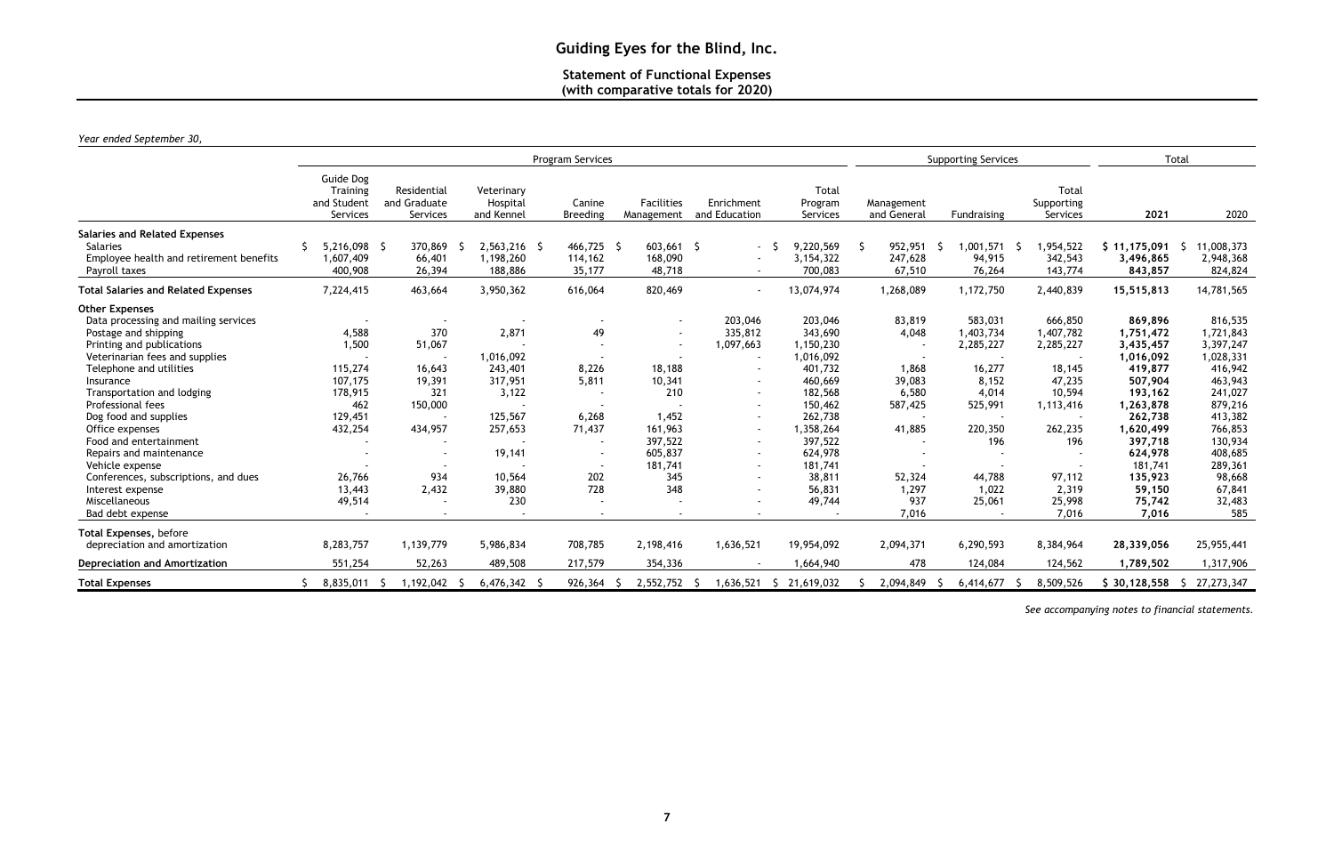# Guiding Eyes for the Blind, Inc.

## Statement of Functional Expenses (with comparative totals for 2020)

*Year ended September 30,*

| | Program Services | | | | | | | Supporting Services | | | Total | |
|---|---|---|---|---|---|---|---|---|---|---|---|---|
| | Guide Dog Training and Student Services | Residential and Graduate Services | Veterinary Hospital and Kennel | Canine Breeding | Facilities Management | Enrichment and Education | Total Program Services | Management and General | Fundraising | Total Supporting Services | 2021 | 2020 |
| **Salaries and Related Expenses** | | | | | | | | | | | | |
| Salaries | $ 5,216,098 | $ 370,869 | $ 2,563,216 | $ 466,725 | $ 603,661 | $ - | $ 9,220,569 | $ 952,951 | $ 1,001,571 | $ 1,954,522 | **$ 11,175,091** | $ 11,008,373 |
| Employee health and retirement benefits | 1,607,409 | 66,401 | 1,198,260 | 114,162 | 168,090 | - | 3,154,322 | 247,628 | 94,915 | 342,543 | **3,496,865** | 2,948,368 |
| Payroll taxes | 400,908 | 26,394 | 188,886 | 35,177 | 48,718 | - | 700,083 | 67,510 | 76,264 | 143,774 | **843,857** | 824,824 |
| **Total Salaries and Related Expenses** | 7,224,415 | 463,664 | 3,950,362 | 616,064 | 820,469 | - | 13,074,974 | 1,268,089 | 1,172,750 | 2,440,839 | **15,515,813** | 14,781,565 |
| **Other Expenses** | | | | | | | | | | | | |
| Data processing and mailing services | - | - | - | - | - | 203,046 | 203,046 | 83,819 | 583,031 | 666,850 | **869,896** | 816,535 |
| Postage and shipping | 4,588 | 370 | 2,871 | 49 | - | 335,812 | 343,690 | 4,048 | 1,403,734 | 1,407,782 | **1,751,472** | 1,721,843 |
| Printing and publications | 1,500 | 51,067 | - | - | - | 1,097,663 | 1,150,230 | - | 2,285,227 | 2,285,227 | **3,435,457** | 3,397,247 |
| Veterinarian fees and supplies | - | - | 1,016,092 | - | - | - | 1,016,092 | - | - | - | **1,016,092** | 1,028,331 |
| Telephone and utilities | 115,274 | 16,643 | 243,401 | 8,226 | 18,188 | - | 401,732 | 1,868 | 16,277 | 18,145 | **419,877** | 416,942 |
| Insurance | 107,175 | 19,391 | 317,951 | 5,811 | 10,341 | - | 460,669 | 39,083 | 8,152 | 47,235 | **507,904** | 463,943 |
| Transportation and lodging | 178,915 | 321 | 3,122 | - | 210 | - | 182,568 | 6,580 | 4,014 | 10,594 | **193,162** | 241,027 |
| Professional fees | 462 | 150,000 | - | - | - | - | 150,462 | 587,425 | 525,991 | 1,113,416 | **1,263,878** | 879,216 |
| Dog food and supplies | 129,451 | - | 125,567 | 6,268 | 1,452 | - | 262,738 | - | - | - | **262,738** | 413,382 |
| Office expenses | 432,254 | 434,957 | 257,653 | 71,437 | 161,963 | - | 1,358,264 | 41,885 | 220,350 | 262,235 | **1,620,499** | 766,853 |
| Food and entertainment | - | - | - | - | 397,522 | - | 397,522 | - | 196 | 196 | **397,718** | 130,934 |
| Repairs and maintenance | - | - | 19,141 | - | 605,837 | - | 624,978 | - | - | - | **624,978** | 408,685 |
| Vehicle expense | - | - | - | - | 181,741 | - | 181,741 | - | - | - | 181,741 | 289,361 |
| Conferences, subscriptions, and dues | 26,766 | 934 | 10,564 | 202 | 345 | - | 38,811 | 52,324 | 44,788 | 97,112 | **135,923** | 98,668 |
| Interest expense | 13,443 | 2,432 | 39,880 | 728 | 348 | - | 56,831 | 1,297 | 1,022 | 2,319 | **59,150** | 67,841 |
| Miscellaneous | 49,514 | - | 230 | - | - | - | 49,744 | 937 | 25,061 | 25,998 | **75,742** | 32,483 |
| Bad debt expense | - | - | - | - | - | - | - | 7,016 | - | 7,016 | **7,016** | 585 |
| **Total Expenses,** before depreciation and amortization | 8,283,757 | 1,139,779 | 5,986,834 | 708,785 | 2,198,416 | 1,636,521 | 19,954,092 | 2,094,371 | 6,290,593 | 8,384,964 | **28,339,056** | 25,955,441 |
| **Depreciation and Amortization** | 551,254 | 52,263 | 489,508 | 217,579 | 354,336 | - | 1,664,940 | 478 | 124,084 | 124,562 | **1,789,502** | 1,317,906 |
| **Total Expenses** | $ 8,835,011 | $ 1,192,042 | $ 6,476,342 | $ 926,364 | $ 2,552,752 | $ 1,636,521 | $ 21,619,032 | $ 2,094,849 | $ 6,414,677 | $ 8,509,526 | **$ 30,128,558** | $ 27,273,347 |

*See accompanying notes to financial statements.*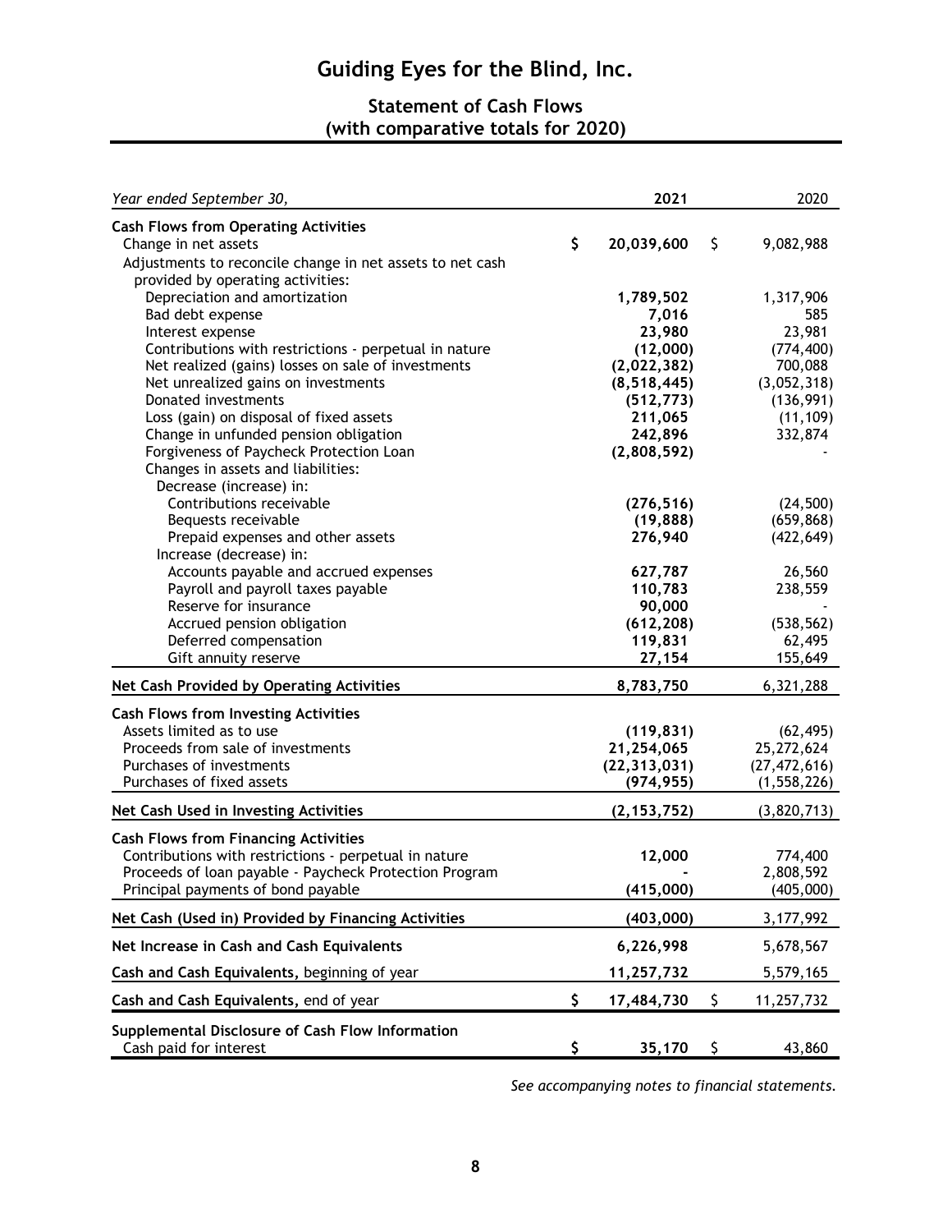# Guiding Eyes for the Blind, Inc.

## Statement of Cash Flows
## (with comparative totals for 2020)

| *Year ended September 30,* | 2021 | 2020 |
|---|---|---|
| **Cash Flows from Operating Activities** | | |
| Change in net assets | $ **20,039,600** | $ 9,082,988 |
| Adjustments to reconcile change in net assets to net cash provided by operating activities: | | |
| Depreciation and amortization | **1,789,502** | 1,317,906 |
| Bad debt expense | **7,016** | 585 |
| Interest expense | **23,980** | 23,981 |
| Contributions with restrictions - perpetual in nature | **(12,000)** | (774,400) |
| Net realized (gains) losses on sale of investments | **(2,022,382)** | 700,088 |
| Net unrealized gains on investments | **(8,518,445)** | (3,052,318) |
| Donated investments | **(512,773)** | (136,991) |
| Loss (gain) on disposal of fixed assets | **211,065** | (11,109) |
| Change in unfunded pension obligation | **242,896** | 332,874 |
| Forgiveness of Paycheck Protection Loan | **(2,808,592)** | - |
| Changes in assets and liabilities: | | |
| Decrease (increase) in: | | |
| Contributions receivable | **(276,516)** | (24,500) |
| Bequests receivable | **(19,888)** | (659,868) |
| Prepaid expenses and other assets | **276,940** | (422,649) |
| Increase (decrease) in: | | |
| Accounts payable and accrued expenses | **627,787** | 26,560 |
| Payroll and payroll taxes payable | **110,783** | 238,559 |
| Reserve for insurance | **90,000** | - |
| Accrued pension obligation | **(612,208)** | (538,562) |
| Deferred compensation | **119,831** | 62,495 |
| Gift annuity reserve | **27,154** | 155,649 |
| **Net Cash Provided by Operating Activities** | **8,783,750** | 6,321,288 |
| **Cash Flows from Investing Activities** | | |
| Assets limited as to use | **(119,831)** | (62,495) |
| Proceeds from sale of investments | **21,254,065** | 25,272,624 |
| Purchases of investments | **(22,313,031)** | (27,472,616) |
| Purchases of fixed assets | **(974,955)** | (1,558,226) |
| **Net Cash Used in Investing Activities** | **(2,153,752)** | (3,820,713) |
| **Cash Flows from Financing Activities** | | |
| Contributions with restrictions - perpetual in nature | **12,000** | 774,400 |
| Proceeds of loan payable - Paycheck Protection Program | **-** | 2,808,592 |
| Principal payments of bond payable | **(415,000)** | (405,000) |
| **Net Cash (Used in) Provided by Financing Activities** | **(403,000)** | 3,177,992 |
| **Net Increase in Cash and Cash Equivalents** | **6,226,998** | 5,678,567 |
| **Cash and Cash Equivalents,** beginning of year | **11,257,732** | 5,579,165 |
| **Cash and Cash Equivalents,** end of year | $ **17,484,730** | $ 11,257,732 |
| **Supplemental Disclosure of Cash Flow Information** | | |
| Cash paid for interest | $ **35,170** | $ 43,860 |

*See accompanying notes to financial statements.*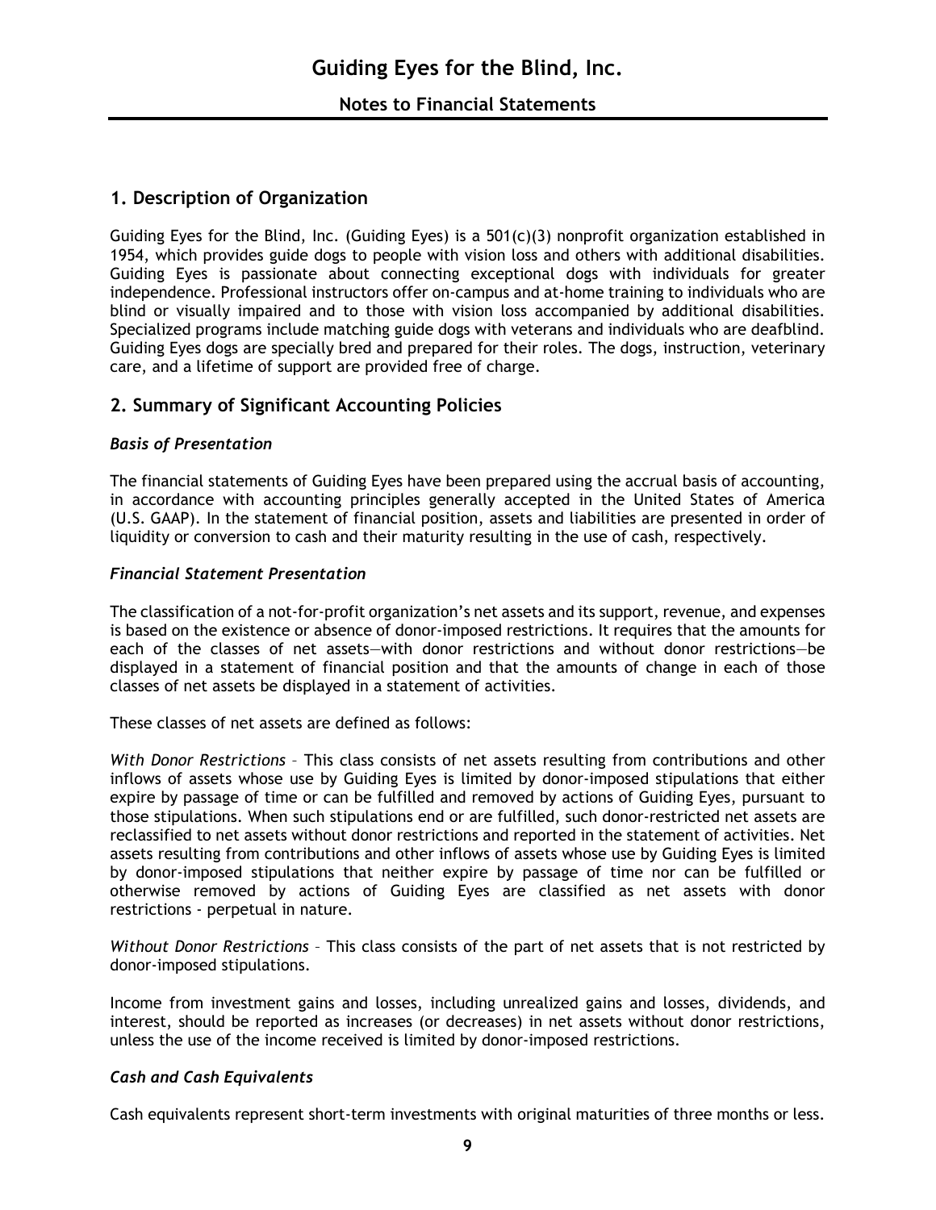## 1. Description of Organization

Guiding Eyes for the Blind, Inc. (Guiding Eyes) is a 501(c)(3) nonprofit organization established in 1954, which provides guide dogs to people with vision loss and others with additional disabilities. Guiding Eyes is passionate about connecting exceptional dogs with individuals for greater independence. Professional instructors offer on-campus and at-home training to individuals who are blind or visually impaired and to those with vision loss accompanied by additional disabilities. Specialized programs include matching guide dogs with veterans and individuals who are deafblind. Guiding Eyes dogs are specially bred and prepared for their roles. The dogs, instruction, veterinary care, and a lifetime of support are provided free of charge.

## 2. Summary of Significant Accounting Policies

### *Basis of Presentation*

The financial statements of Guiding Eyes have been prepared using the accrual basis of accounting, in accordance with accounting principles generally accepted in the United States of America (U.S. GAAP). In the statement of financial position, assets and liabilities are presented in order of liquidity or conversion to cash and their maturity resulting in the use of cash, respectively.

### *Financial Statement Presentation*

The classification of a not-for-profit organization's net assets and its support, revenue, and expenses is based on the existence or absence of donor-imposed restrictions. It requires that the amounts for each of the classes of net assets—with donor restrictions and without donor restrictions—be displayed in a statement of financial position and that the amounts of change in each of those classes of net assets be displayed in a statement of activities.

These classes of net assets are defined as follows:

*With Donor Restrictions* – This class consists of net assets resulting from contributions and other inflows of assets whose use by Guiding Eyes is limited by donor-imposed stipulations that either expire by passage of time or can be fulfilled and removed by actions of Guiding Eyes, pursuant to those stipulations. When such stipulations end or are fulfilled, such donor-restricted net assets are reclassified to net assets without donor restrictions and reported in the statement of activities. Net assets resulting from contributions and other inflows of assets whose use by Guiding Eyes is limited by donor-imposed stipulations that neither expire by passage of time nor can be fulfilled or otherwise removed by actions of Guiding Eyes are classified as net assets with donor restrictions - perpetual in nature.

*Without Donor Restrictions* – This class consists of the part of net assets that is not restricted by donor-imposed stipulations.

Income from investment gains and losses, including unrealized gains and losses, dividends, and interest, should be reported as increases (or decreases) in net assets without donor restrictions, unless the use of the income received is limited by donor-imposed restrictions.

### *Cash and Cash Equivalents*

Cash equivalents represent short-term investments with original maturities of three months or less.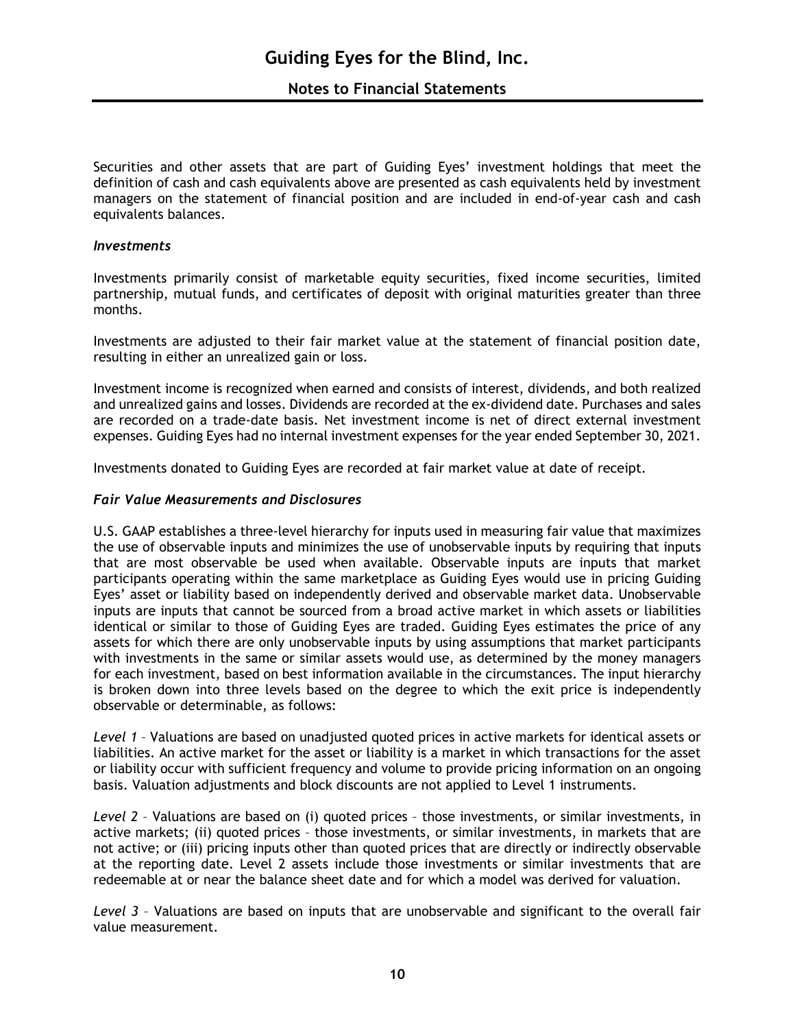Securities and other assets that are part of Guiding Eyes' investment holdings that meet the definition of cash and cash equivalents above are presented as cash equivalents held by investment managers on the statement of financial position and are included in end-of-year cash and cash equivalents balances.

### *Investments*

Investments primarily consist of marketable equity securities, fixed income securities, limited partnership, mutual funds, and certificates of deposit with original maturities greater than three months.

Investments are adjusted to their fair market value at the statement of financial position date, resulting in either an unrealized gain or loss.

Investment income is recognized when earned and consists of interest, dividends, and both realized and unrealized gains and losses. Dividends are recorded at the ex-dividend date. Purchases and sales are recorded on a trade-date basis. Net investment income is net of direct external investment expenses. Guiding Eyes had no internal investment expenses for the year ended September 30, 2021.

Investments donated to Guiding Eyes are recorded at fair market value at date of receipt.

### *Fair Value Measurements and Disclosures*

U.S. GAAP establishes a three-level hierarchy for inputs used in measuring fair value that maximizes the use of observable inputs and minimizes the use of unobservable inputs by requiring that inputs that are most observable be used when available. Observable inputs are inputs that market participants operating within the same marketplace as Guiding Eyes would use in pricing Guiding Eyes' asset or liability based on independently derived and observable market data. Unobservable inputs are inputs that cannot be sourced from a broad active market in which assets or liabilities identical or similar to those of Guiding Eyes are traded. Guiding Eyes estimates the price of any assets for which there are only unobservable inputs by using assumptions that market participants with investments in the same or similar assets would use, as determined by the money managers for each investment, based on best information available in the circumstances. The input hierarchy is broken down into three levels based on the degree to which the exit price is independently observable or determinable, as follows:

*Level 1* – Valuations are based on unadjusted quoted prices in active markets for identical assets or liabilities. An active market for the asset or liability is a market in which transactions for the asset or liability occur with sufficient frequency and volume to provide pricing information on an ongoing basis. Valuation adjustments and block discounts are not applied to Level 1 instruments.

*Level 2* – Valuations are based on (i) quoted prices – those investments, or similar investments, in active markets; (ii) quoted prices – those investments, or similar investments, in markets that are not active; or (iii) pricing inputs other than quoted prices that are directly or indirectly observable at the reporting date. Level 2 assets include those investments or similar investments that are redeemable at or near the balance sheet date and for which a model was derived for valuation.

*Level 3* – Valuations are based on inputs that are unobservable and significant to the overall fair value measurement.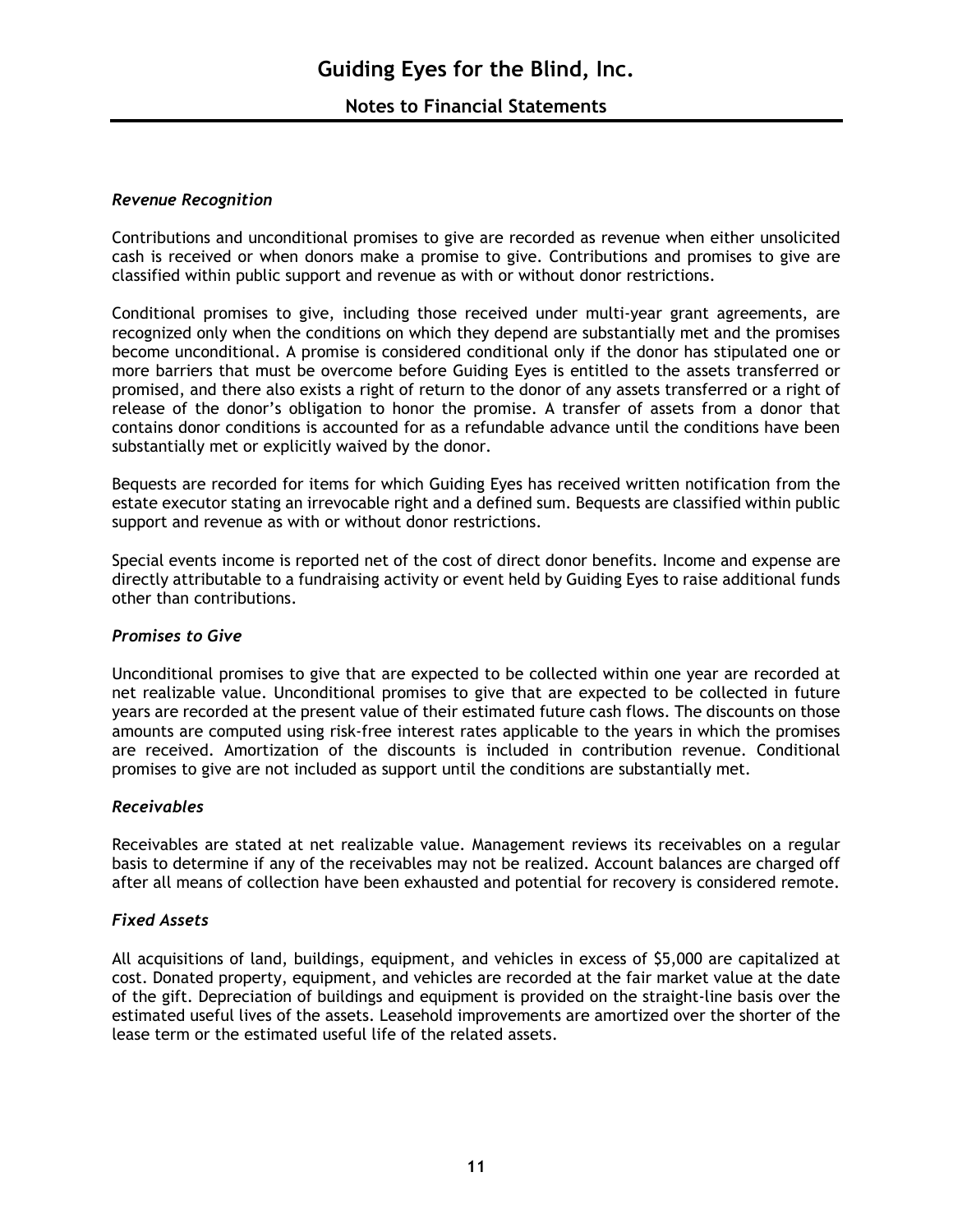### *Revenue Recognition*

Contributions and unconditional promises to give are recorded as revenue when either unsolicited cash is received or when donors make a promise to give. Contributions and promises to give are classified within public support and revenue as with or without donor restrictions.

Conditional promises to give, including those received under multi-year grant agreements, are recognized only when the conditions on which they depend are substantially met and the promises become unconditional. A promise is considered conditional only if the donor has stipulated one or more barriers that must be overcome before Guiding Eyes is entitled to the assets transferred or promised, and there also exists a right of return to the donor of any assets transferred or a right of release of the donor's obligation to honor the promise. A transfer of assets from a donor that contains donor conditions is accounted for as a refundable advance until the conditions have been substantially met or explicitly waived by the donor.

Bequests are recorded for items for which Guiding Eyes has received written notification from the estate executor stating an irrevocable right and a defined sum. Bequests are classified within public support and revenue as with or without donor restrictions.

Special events income is reported net of the cost of direct donor benefits. Income and expense are directly attributable to a fundraising activity or event held by Guiding Eyes to raise additional funds other than contributions.

### *Promises to Give*

Unconditional promises to give that are expected to be collected within one year are recorded at net realizable value. Unconditional promises to give that are expected to be collected in future years are recorded at the present value of their estimated future cash flows. The discounts on those amounts are computed using risk-free interest rates applicable to the years in which the promises are received. Amortization of the discounts is included in contribution revenue. Conditional promises to give are not included as support until the conditions are substantially met.

### *Receivables*

Receivables are stated at net realizable value. Management reviews its receivables on a regular basis to determine if any of the receivables may not be realized. Account balances are charged off after all means of collection have been exhausted and potential for recovery is considered remote.

### *Fixed Assets*

All acquisitions of land, buildings, equipment, and vehicles in excess of $5,000 are capitalized at cost. Donated property, equipment, and vehicles are recorded at the fair market value at the date of the gift. Depreciation of buildings and equipment is provided on the straight-line basis over the estimated useful lives of the assets. Leasehold improvements are amortized over the shorter of the lease term or the estimated useful life of the related assets.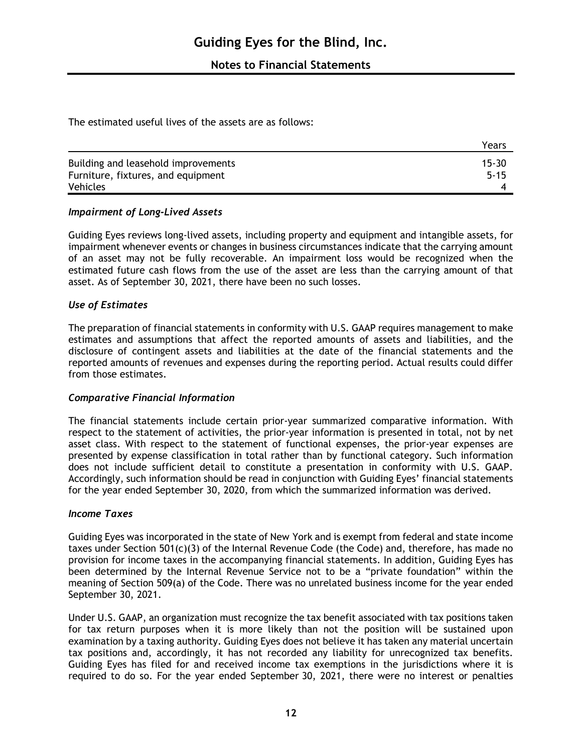The estimated useful lives of the assets are as follows:

| | Years |
|---|---|
| Building and leasehold improvements | 15-30 |
| Furniture, fixtures, and equipment | 5-15 |
| Vehicles | 4 |

### *Impairment of Long-Lived Assets*

Guiding Eyes reviews long-lived assets, including property and equipment and intangible assets, for impairment whenever events or changes in business circumstances indicate that the carrying amount of an asset may not be fully recoverable. An impairment loss would be recognized when the estimated future cash flows from the use of the asset are less than the carrying amount of that asset. As of September 30, 2021, there have been no such losses.

### *Use of Estimates*

The preparation of financial statements in conformity with U.S. GAAP requires management to make estimates and assumptions that affect the reported amounts of assets and liabilities, and the disclosure of contingent assets and liabilities at the date of the financial statements and the reported amounts of revenues and expenses during the reporting period. Actual results could differ from those estimates.

### *Comparative Financial Information*

The financial statements include certain prior-year summarized comparative information. With respect to the statement of activities, the prior-year information is presented in total, not by net asset class. With respect to the statement of functional expenses, the prior-year expenses are presented by expense classification in total rather than by functional category. Such information does not include sufficient detail to constitute a presentation in conformity with U.S. GAAP. Accordingly, such information should be read in conjunction with Guiding Eyes' financial statements for the year ended September 30, 2020, from which the summarized information was derived.

### *Income Taxes*

Guiding Eyes was incorporated in the state of New York and is exempt from federal and state income taxes under Section 501(c)(3) of the Internal Revenue Code (the Code) and, therefore, has made no provision for income taxes in the accompanying financial statements. In addition, Guiding Eyes has been determined by the Internal Revenue Service not to be a "private foundation" within the meaning of Section 509(a) of the Code. There was no unrelated business income for the year ended September 30, 2021.

Under U.S. GAAP, an organization must recognize the tax benefit associated with tax positions taken for tax return purposes when it is more likely than not the position will be sustained upon examination by a taxing authority. Guiding Eyes does not believe it has taken any material uncertain tax positions and, accordingly, it has not recorded any liability for unrecognized tax benefits. Guiding Eyes has filed for and received income tax exemptions in the jurisdictions where it is required to do so. For the year ended September 30, 2021, there were no interest or penalties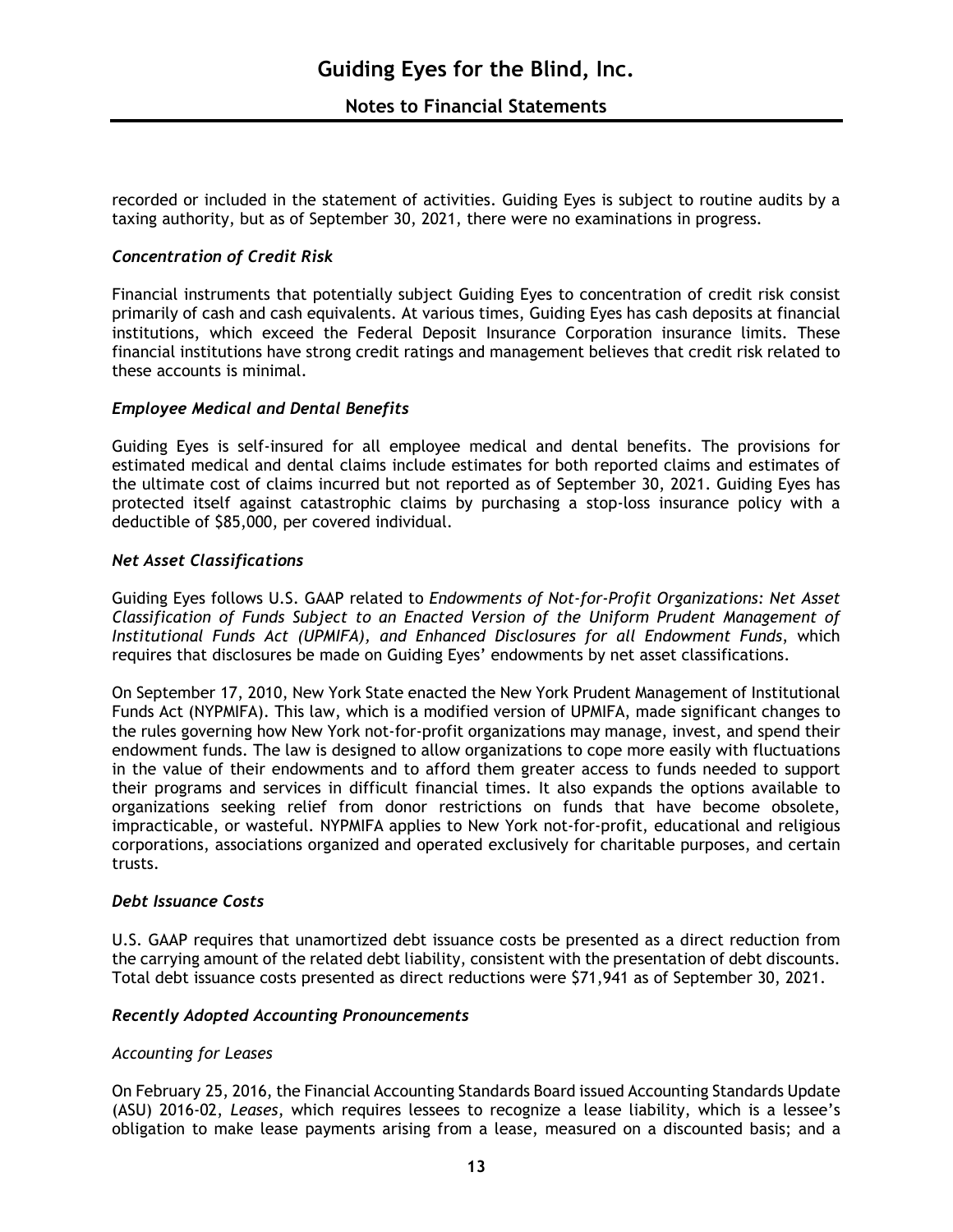recorded or included in the statement of activities. Guiding Eyes is subject to routine audits by a taxing authority, but as of September 30, 2021, there were no examinations in progress.

### *Concentration of Credit Risk*

Financial instruments that potentially subject Guiding Eyes to concentration of credit risk consist primarily of cash and cash equivalents. At various times, Guiding Eyes has cash deposits at financial institutions, which exceed the Federal Deposit Insurance Corporation insurance limits. These financial institutions have strong credit ratings and management believes that credit risk related to these accounts is minimal.

### *Employee Medical and Dental Benefits*

Guiding Eyes is self-insured for all employee medical and dental benefits. The provisions for estimated medical and dental claims include estimates for both reported claims and estimates of the ultimate cost of claims incurred but not reported as of September 30, 2021. Guiding Eyes has protected itself against catastrophic claims by purchasing a stop-loss insurance policy with a deductible of $85,000, per covered individual.

### *Net Asset Classifications*

Guiding Eyes follows U.S. GAAP related to *Endowments of Not-for-Profit Organizations: Net Asset Classification of Funds Subject to an Enacted Version of the Uniform Prudent Management of Institutional Funds Act (UPMIFA), and Enhanced Disclosures for all Endowment Funds*, which requires that disclosures be made on Guiding Eyes' endowments by net asset classifications.

On September 17, 2010, New York State enacted the New York Prudent Management of Institutional Funds Act (NYPMIFA). This law, which is a modified version of UPMIFA, made significant changes to the rules governing how New York not-for-profit organizations may manage, invest, and spend their endowment funds. The law is designed to allow organizations to cope more easily with fluctuations in the value of their endowments and to afford them greater access to funds needed to support their programs and services in difficult financial times. It also expands the options available to organizations seeking relief from donor restrictions on funds that have become obsolete, impracticable, or wasteful. NYPMIFA applies to New York not-for-profit, educational and religious corporations, associations organized and operated exclusively for charitable purposes, and certain trusts.

### *Debt Issuance Costs*

U.S. GAAP requires that unamortized debt issuance costs be presented as a direct reduction from the carrying amount of the related debt liability, consistent with the presentation of debt discounts. Total debt issuance costs presented as direct reductions were $71,941 as of September 30, 2021.

### *Recently Adopted Accounting Pronouncements*

*Accounting for Leases*

On February 25, 2016, the Financial Accounting Standards Board issued Accounting Standards Update (ASU) 2016-02, *Leases*, which requires lessees to recognize a lease liability, which is a lessee's obligation to make lease payments arising from a lease, measured on a discounted basis; and a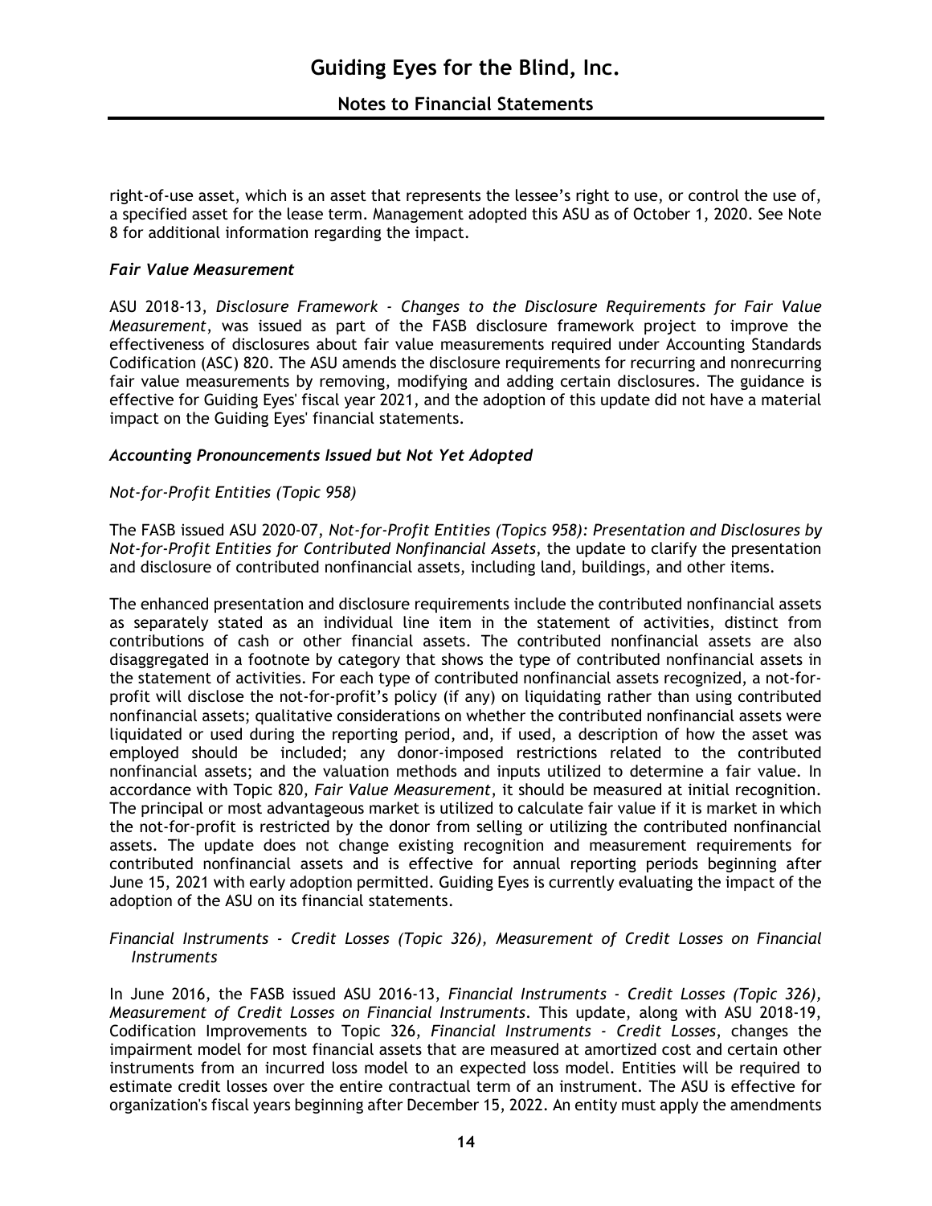right-of-use asset, which is an asset that represents the lessee's right to use, or control the use of, a specified asset for the lease term. Management adopted this ASU as of October 1, 2020. See Note 8 for additional information regarding the impact.

### *Fair Value Measurement*

ASU 2018-13, *Disclosure Framework - Changes to the Disclosure Requirements for Fair Value Measurement*, was issued as part of the FASB disclosure framework project to improve the effectiveness of disclosures about fair value measurements required under Accounting Standards Codification (ASC) 820. The ASU amends the disclosure requirements for recurring and nonrecurring fair value measurements by removing, modifying and adding certain disclosures. The guidance is effective for Guiding Eyes' fiscal year 2021, and the adoption of this update did not have a material impact on the Guiding Eyes' financial statements.

### *Accounting Pronouncements Issued but Not Yet Adopted*

*Not-for-Profit Entities (Topic 958)*

The FASB issued ASU 2020-07, *Not-for-Profit Entities (Topics 958): Presentation and Disclosures by Not-for-Profit Entities for Contributed Nonfinancial Assets*, the update to clarify the presentation and disclosure of contributed nonfinancial assets, including land, buildings, and other items.

The enhanced presentation and disclosure requirements include the contributed nonfinancial assets as separately stated as an individual line item in the statement of activities, distinct from contributions of cash or other financial assets. The contributed nonfinancial assets are also disaggregated in a footnote by category that shows the type of contributed nonfinancial assets in the statement of activities. For each type of contributed nonfinancial assets recognized, a not-for-profit will disclose the not-for-profit's policy (if any) on liquidating rather than using contributed nonfinancial assets; qualitative considerations on whether the contributed nonfinancial assets were liquidated or used during the reporting period, and, if used, a description of how the asset was employed should be included; any donor-imposed restrictions related to the contributed nonfinancial assets; and the valuation methods and inputs utilized to determine a fair value. In accordance with Topic 820, *Fair Value Measurement*, it should be measured at initial recognition. The principal or most advantageous market is utilized to calculate fair value if it is market in which the not-for-profit is restricted by the donor from selling or utilizing the contributed nonfinancial assets. The update does not change existing recognition and measurement requirements for contributed nonfinancial assets and is effective for annual reporting periods beginning after June 15, 2021 with early adoption permitted. Guiding Eyes is currently evaluating the impact of the adoption of the ASU on its financial statements.

*Financial Instruments - Credit Losses (Topic 326), Measurement of Credit Losses on Financial Instruments*

In June 2016, the FASB issued ASU 2016-13, *Financial Instruments - Credit Losses (Topic 326), Measurement of Credit Losses on Financial Instruments*. This update, along with ASU 2018-19, Codification Improvements to Topic 326, *Financial Instruments - Credit Losses*, changes the impairment model for most financial assets that are measured at amortized cost and certain other instruments from an incurred loss model to an expected loss model. Entities will be required to estimate credit losses over the entire contractual term of an instrument. The ASU is effective for organization's fiscal years beginning after December 15, 2022. An entity must apply the amendments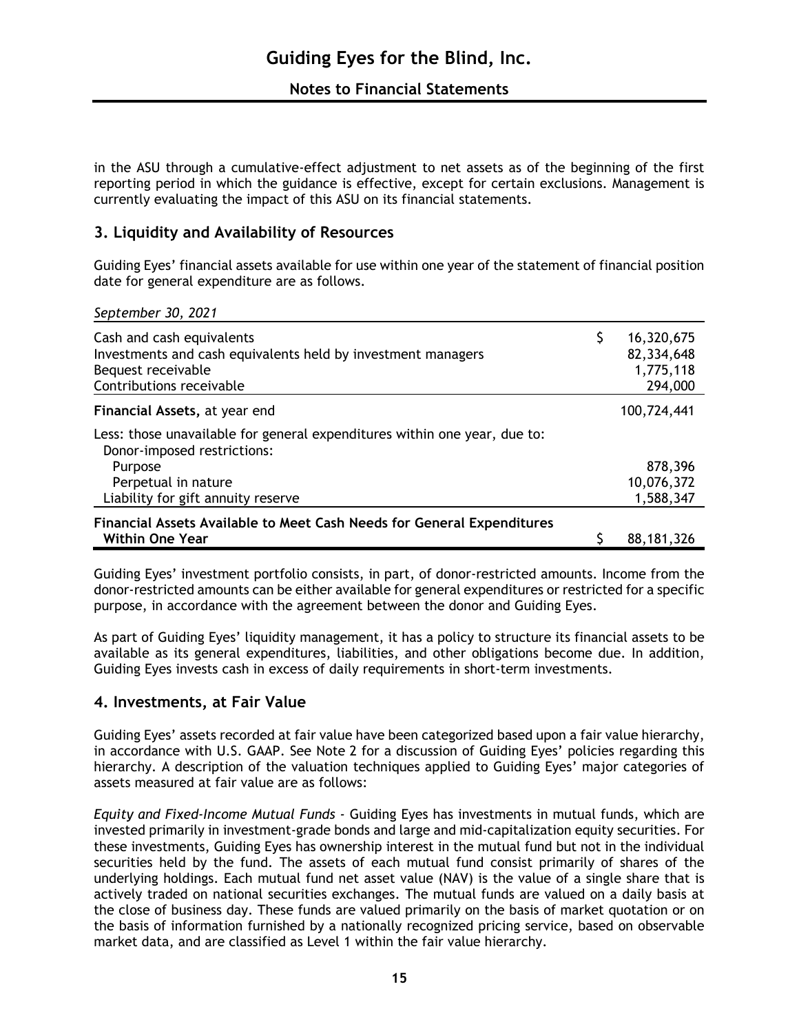in the ASU through a cumulative-effect adjustment to net assets as of the beginning of the first reporting period in which the guidance is effective, except for certain exclusions. Management is currently evaluating the impact of this ASU on its financial statements.

## 3. Liquidity and Availability of Resources

Guiding Eyes' financial assets available for use within one year of the statement of financial position date for general expenditure are as follows.

| *September 30, 2021* | |
|---|---|
| Cash and cash equivalents | $ 16,320,675 |
| Investments and cash equivalents held by investment managers | 82,334,648 |
| Bequest receivable | 1,775,118 |
| Contributions receivable | 294,000 |
| **Financial Assets,** at year end | 100,724,441 |
| Less: those unavailable for general expenditures within one year, due to: | |
| Donor-imposed restrictions: | |
| Purpose | 878,396 |
| Perpetual in nature | 10,076,372 |
| Liability for gift annuity reserve | 1,588,347 |
| **Financial Assets Available to Meet Cash Needs for General Expenditures Within One Year** | $ 88,181,326 |

Guiding Eyes' investment portfolio consists, in part, of donor-restricted amounts. Income from the donor-restricted amounts can be either available for general expenditures or restricted for a specific purpose, in accordance with the agreement between the donor and Guiding Eyes.

As part of Guiding Eyes' liquidity management, it has a policy to structure its financial assets to be available as its general expenditures, liabilities, and other obligations become due. In addition, Guiding Eyes invests cash in excess of daily requirements in short-term investments.

## 4. Investments, at Fair Value

Guiding Eyes' assets recorded at fair value have been categorized based upon a fair value hierarchy, in accordance with U.S. GAAP. See Note 2 for a discussion of Guiding Eyes' policies regarding this hierarchy. A description of the valuation techniques applied to Guiding Eyes' major categories of assets measured at fair value are as follows:

*Equity and Fixed-Income Mutual Funds* - Guiding Eyes has investments in mutual funds, which are invested primarily in investment-grade bonds and large and mid-capitalization equity securities. For these investments, Guiding Eyes has ownership interest in the mutual fund but not in the individual securities held by the fund. The assets of each mutual fund consist primarily of shares of the underlying holdings. Each mutual fund net asset value (NAV) is the value of a single share that is actively traded on national securities exchanges. The mutual funds are valued on a daily basis at the close of business day. These funds are valued primarily on the basis of market quotation or on the basis of information furnished by a nationally recognized pricing service, based on observable market data, and are classified as Level 1 within the fair value hierarchy.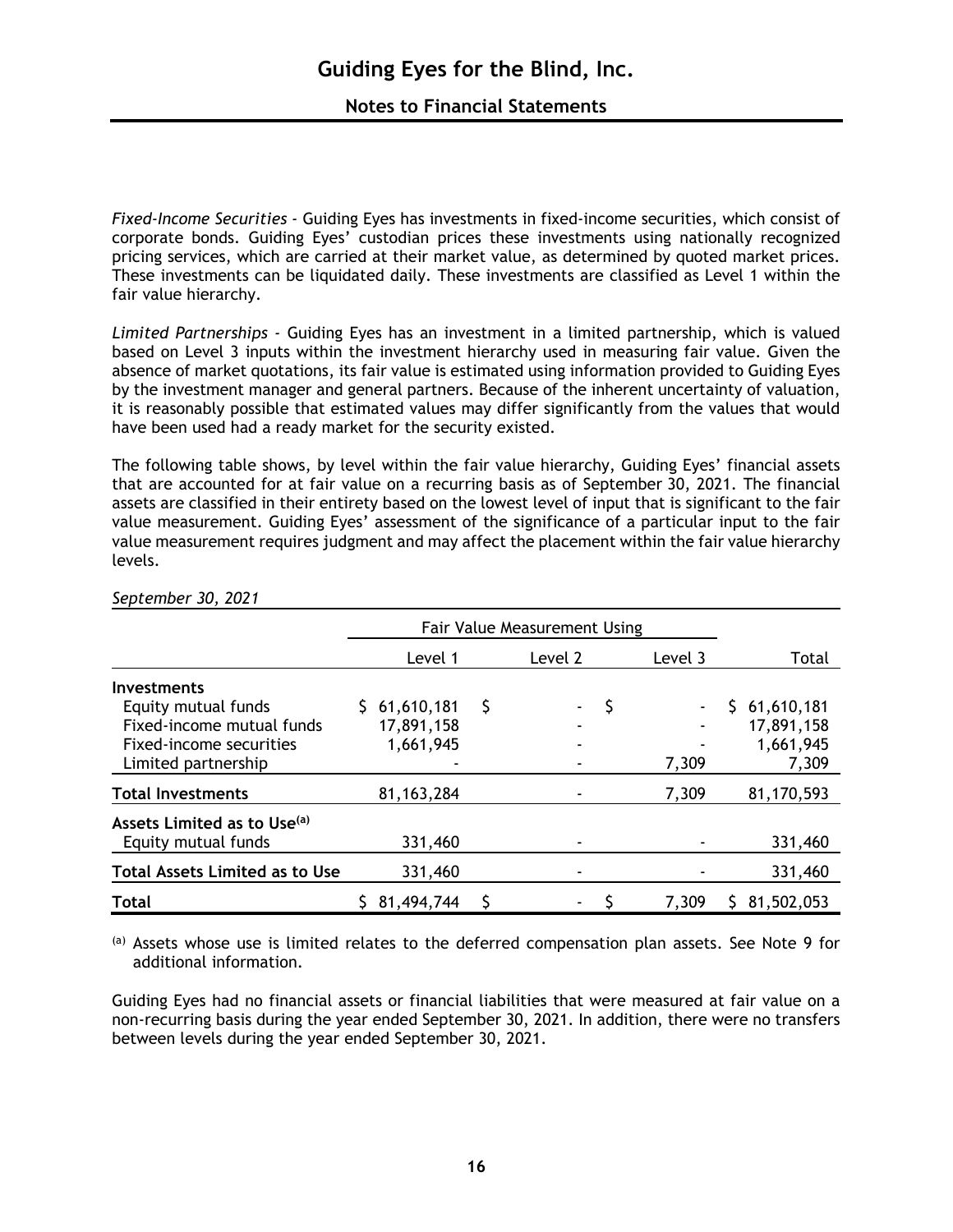*Fixed-Income Securities* - Guiding Eyes has investments in fixed-income securities, which consist of corporate bonds. Guiding Eyes' custodian prices these investments using nationally recognized pricing services, which are carried at their market value, as determined by quoted market prices. These investments can be liquidated daily. These investments are classified as Level 1 within the fair value hierarchy.

*Limited Partnerships* - Guiding Eyes has an investment in a limited partnership, which is valued based on Level 3 inputs within the investment hierarchy used in measuring fair value. Given the absence of market quotations, its fair value is estimated using information provided to Guiding Eyes by the investment manager and general partners. Because of the inherent uncertainty of valuation, it is reasonably possible that estimated values may differ significantly from the values that would have been used had a ready market for the security existed.

The following table shows, by level within the fair value hierarchy, Guiding Eyes' financial assets that are accounted for at fair value on a recurring basis as of September 30, 2021. The financial assets are classified in their entirety based on the lowest level of input that is significant to the fair value measurement. Guiding Eyes' assessment of the significance of a particular input to the fair value measurement requires judgment and may affect the placement within the fair value hierarchy levels.

*September 30, 2021*

| | Fair Value Measurement Using | | | |
|---|---|---|---|---|
| | Level 1 | Level 2 | Level 3 | Total |
| **Investments** | | | | |
| Equity mutual funds | $ 61,610,181 | $ - | $ - | $ 61,610,181 |
| Fixed-income mutual funds | 17,891,158 | - | - | 17,891,158 |
| Fixed-income securities | 1,661,945 | - | - | 1,661,945 |
| Limited partnership | - | - | 7,309 | 7,309 |
| **Total Investments** | 81,163,284 | - | 7,309 | 81,170,593 |
| **Assets Limited as to Use[(a)]** | | | | |
| Equity mutual funds | 331,460 | - | - | 331,460 |
| **Total Assets Limited as to Use** | 331,460 | - | - | 331,460 |
| **Total** | $ 81,494,744 | $ - | $ 7,309 | $ 81,502,053 |

[(a)] Assets whose use is limited relates to the deferred compensation plan assets. See Note 9 for additional information.

Guiding Eyes had no financial assets or financial liabilities that were measured at fair value on a non-recurring basis during the year ended September 30, 2021. In addition, there were no transfers between levels during the year ended September 30, 2021.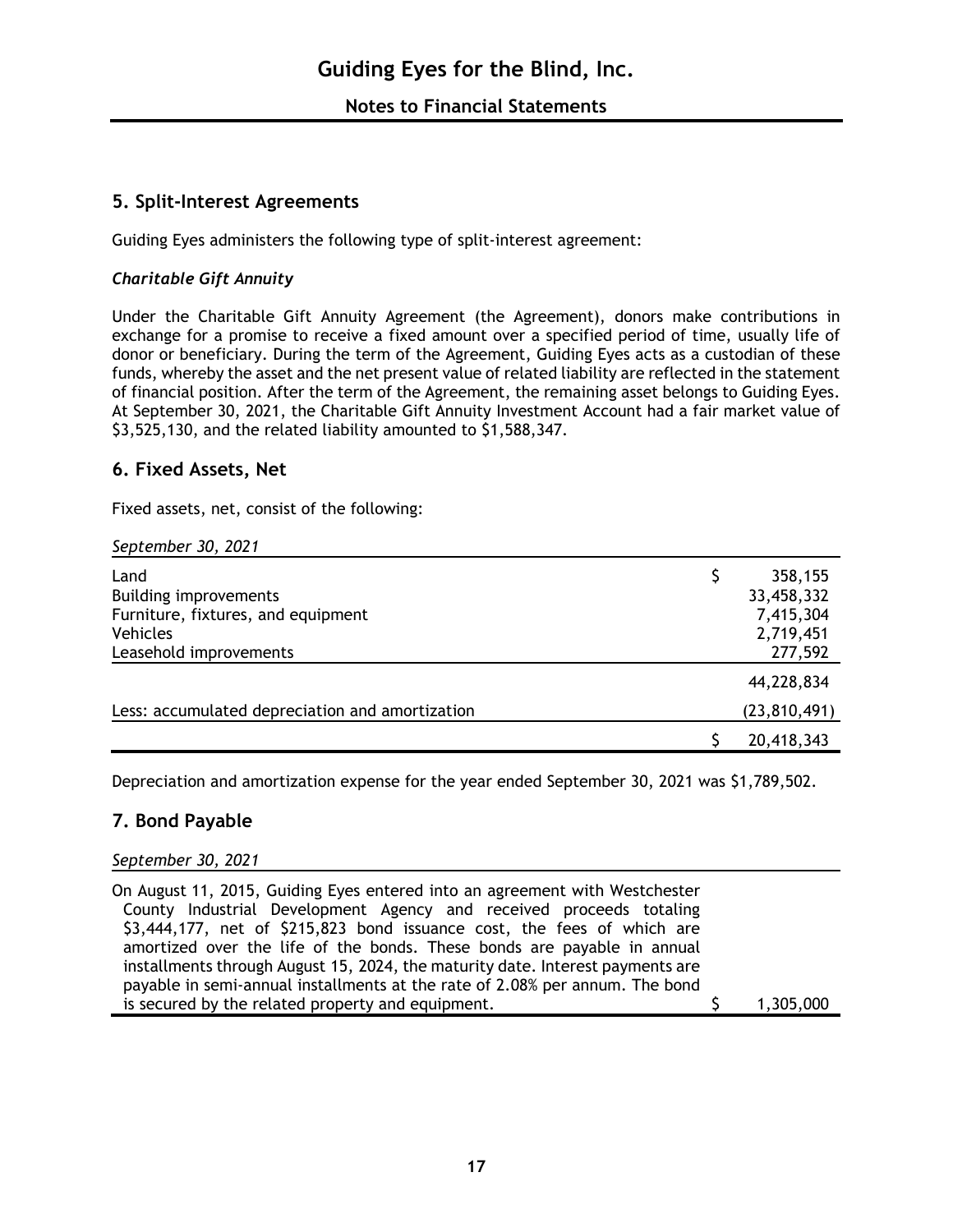## 5. Split-Interest Agreements

Guiding Eyes administers the following type of split-interest agreement:

### *Charitable Gift Annuity*

Under the Charitable Gift Annuity Agreement (the Agreement), donors make contributions in exchange for a promise to receive a fixed amount over a specified period of time, usually life of donor or beneficiary. During the term of the Agreement, Guiding Eyes acts as a custodian of these funds, whereby the asset and the net present value of related liability are reflected in the statement of financial position. After the term of the Agreement, the remaining asset belongs to Guiding Eyes. At September 30, 2021, the Charitable Gift Annuity Investment Account had a fair market value of $3,525,130, and the related liability amounted to $1,588,347.

## 6. Fixed Assets, Net

Fixed assets, net, consist of the following:

| *September 30, 2021* | |
|---|---|
| Land | $ 358,155 |
| Building improvements | 33,458,332 |
| Furniture, fixtures, and equipment | 7,415,304 |
| Vehicles | 2,719,451 |
| Leasehold improvements | 277,592 |
| | 44,228,834 |
| Less: accumulated depreciation and amortization | (23,810,491) |
| | $ 20,418,343 |

Depreciation and amortization expense for the year ended September 30, 2021 was $1,789,502.

## 7. Bond Payable

| *September 30, 2021* | |
|---|---|
| On August 11, 2015, Guiding Eyes entered into an agreement with Westchester County Industrial Development Agency and received proceeds totaling $3,444,177, net of $215,823 bond issuance cost, the fees of which are amortized over the life of the bonds. These bonds are payable in annual installments through August 15, 2024, the maturity date. Interest payments are payable in semi-annual installments at the rate of 2.08% per annum. The bond is secured by the related property and equipment. | $ 1,305,000 |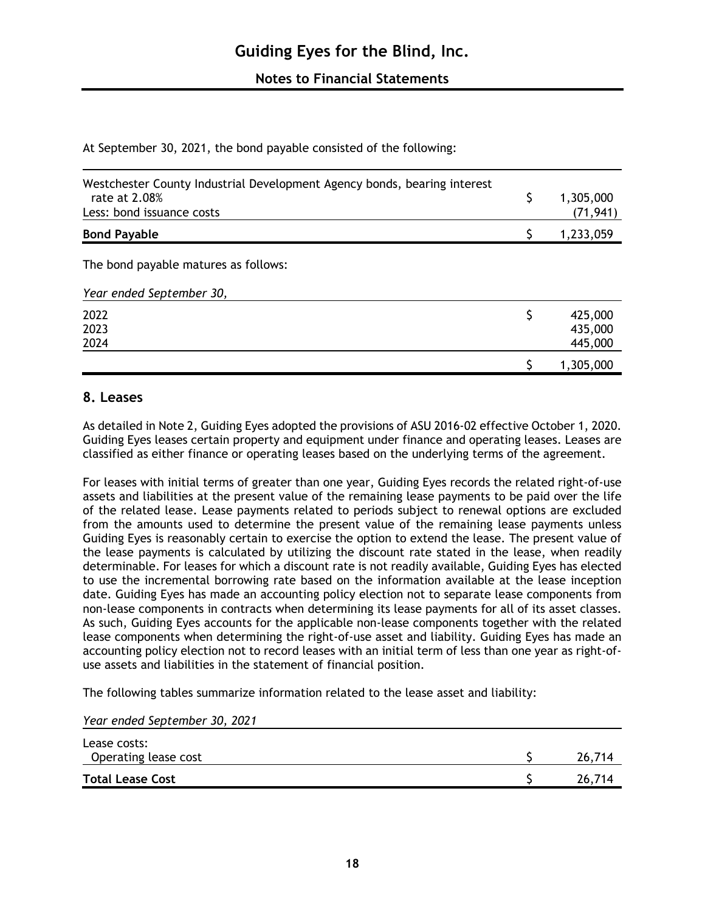At September 30, 2021, the bond payable consisted of the following:

| | | |
|---|---|---|
| Westchester County Industrial Development Agency bonds, bearing interest rate at 2.08% | $ | 1,305,000 |
| Less: bond issuance costs | | (71,941) |
| **Bond Payable** | $ | 1,233,059 |

The bond payable matures as follows:

| *Year ended September 30,* | | |
|---|---|---|
| 2022 | $ | 425,000 |
| 2023 | | 435,000 |
| 2024 | | 445,000 |
| | $ | 1,305,000 |

## 8. Leases

As detailed in Note 2, Guiding Eyes adopted the provisions of ASU 2016-02 effective October 1, 2020. Guiding Eyes leases certain property and equipment under finance and operating leases. Leases are classified as either finance or operating leases based on the underlying terms of the agreement.

For leases with initial terms of greater than one year, Guiding Eyes records the related right-of-use assets and liabilities at the present value of the remaining lease payments to be paid over the life of the related lease. Lease payments related to periods subject to renewal options are excluded from the amounts used to determine the present value of the remaining lease payments unless Guiding Eyes is reasonably certain to exercise the option to extend the lease. The present value of the lease payments is calculated by utilizing the discount rate stated in the lease, when readily determinable. For leases for which a discount rate is not readily available, Guiding Eyes has elected to use the incremental borrowing rate based on the information available at the lease inception date. Guiding Eyes has made an accounting policy election not to separate lease components from non-lease components in contracts when determining its lease payments for all of its asset classes. As such, Guiding Eyes accounts for the applicable non-lease components together with the related lease components when determining the right-of-use asset and liability. Guiding Eyes has made an accounting policy election not to record leases with an initial term of less than one year as right-of-use assets and liabilities in the statement of financial position.

The following tables summarize information related to the lease asset and liability:

| *Year ended September 30, 2021* | | |
|---|---|---|
| Lease costs: | | |
| Operating lease cost | $ | 26,714 |
| **Total Lease Cost** | $ | 26,714 |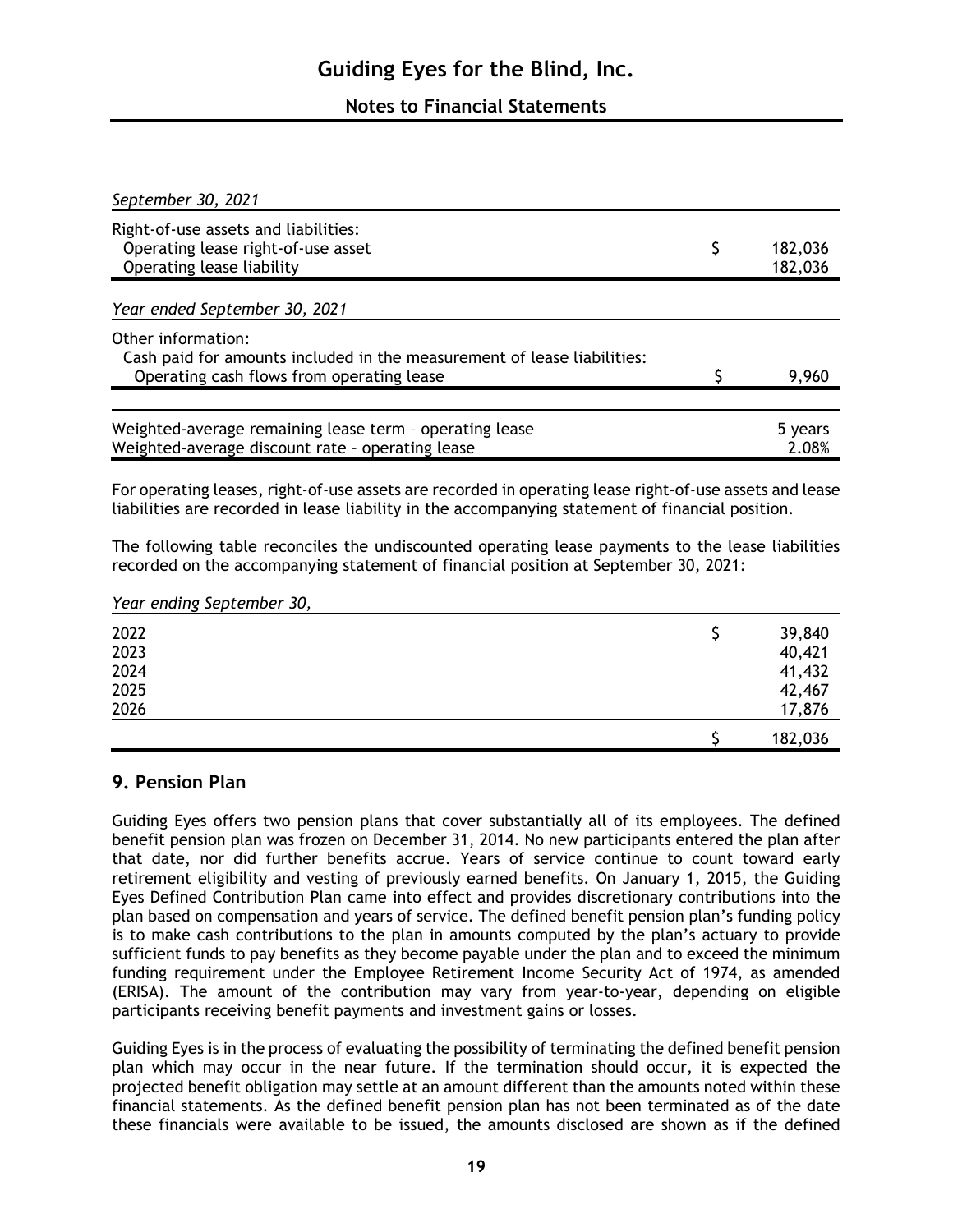| *September 30, 2021* | | |
|---|---|---|
| Right-of-use assets and liabilities: | | |
| Operating lease right-of-use asset | $ | 182,036 |
| Operating lease liability | | 182,036 |

| *Year ended September 30, 2021* | | |
|---|---|---|
| Other information: | | |
| Cash paid for amounts included in the measurement of lease liabilities: | | |
| Operating cash flows from operating lease | $ | 9,960 |

| | |
|---|---|
| Weighted-average remaining lease term – operating lease | 5 years |
| Weighted-average discount rate – operating lease | 2.08% |

For operating leases, right-of-use assets are recorded in operating lease right-of-use assets and lease liabilities are recorded in lease liability in the accompanying statement of financial position.

The following table reconciles the undiscounted operating lease payments to the lease liabilities recorded on the accompanying statement of financial position at September 30, 2021:

| *Year ending September 30,* | | |
|---|---|---|
| 2022 | $ | 39,840 |
| 2023 | | 40,421 |
| 2024 | | 41,432 |
| 2025 | | 42,467 |
| 2026 | | 17,876 |
| | $ | 182,036 |

## 9. Pension Plan

Guiding Eyes offers two pension plans that cover substantially all of its employees. The defined benefit pension plan was frozen on December 31, 2014. No new participants entered the plan after that date, nor did further benefits accrue. Years of service continue to count toward early retirement eligibility and vesting of previously earned benefits. On January 1, 2015, the Guiding Eyes Defined Contribution Plan came into effect and provides discretionary contributions into the plan based on compensation and years of service. The defined benefit pension plan's funding policy is to make cash contributions to the plan in amounts computed by the plan's actuary to provide sufficient funds to pay benefits as they become payable under the plan and to exceed the minimum funding requirement under the Employee Retirement Income Security Act of 1974, as amended (ERISA). The amount of the contribution may vary from year-to-year, depending on eligible participants receiving benefit payments and investment gains or losses.

Guiding Eyes is in the process of evaluating the possibility of terminating the defined benefit pension plan which may occur in the near future. If the termination should occur, it is expected the projected benefit obligation may settle at an amount different than the amounts noted within these financial statements. As the defined benefit pension plan has not been terminated as of the date these financials were available to be issued, the amounts disclosed are shown as if the defined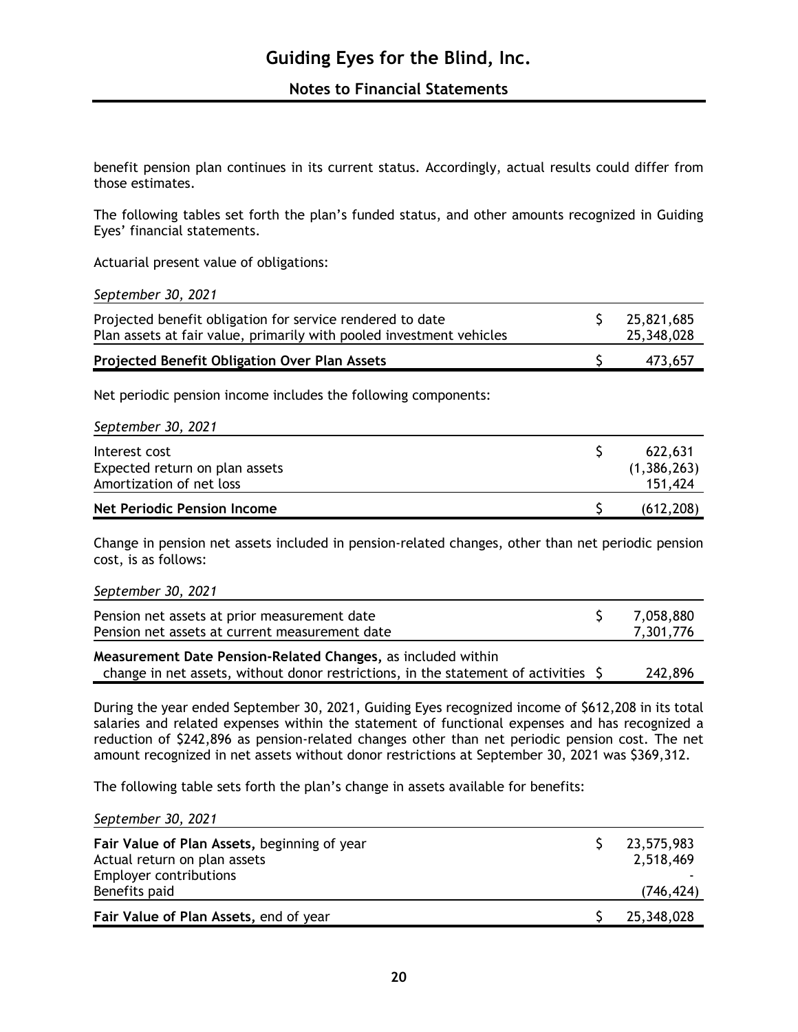benefit pension plan continues in its current status. Accordingly, actual results could differ from those estimates.

The following tables set forth the plan's funded status, and other amounts recognized in Guiding Eyes' financial statements.

Actuarial present value of obligations:

| *September 30, 2021* | |
|---|---|
| Projected benefit obligation for service rendered to date | $ 25,821,685 |
| Plan assets at fair value, primarily with pooled investment vehicles | 25,348,028 |
| **Projected Benefit Obligation Over Plan Assets** | $ 473,657 |

Net periodic pension income includes the following components:

| *September 30, 2021* | |
|---|---|
| Interest cost | $ 622,631 |
| Expected return on plan assets | (1,386,263) |
| Amortization of net loss | 151,424 |
| **Net Periodic Pension Income** | $ (612,208) |

Change in pension net assets included in pension-related changes, other than net periodic pension cost, is as follows:

| *September 30, 2021* | |
|---|---|
| Pension net assets at prior measurement date | $ 7,058,880 |
| Pension net assets at current measurement date | 7,301,776 |
| **Measurement Date Pension-Related Changes,** as included within change in net assets, without donor restrictions, in the statement of activities | $ 242,896 |

During the year ended September 30, 2021, Guiding Eyes recognized income of $612,208 in its total salaries and related expenses within the statement of functional expenses and has recognized a reduction of $242,896 as pension-related changes other than net periodic pension cost. The net amount recognized in net assets without donor restrictions at September 30, 2021 was $369,312.

The following table sets forth the plan's change in assets available for benefits:

| *September 30, 2021* | |
|---|---|
| **Fair Value of Plan Assets,** beginning of year | $ 23,575,983 |
| Actual return on plan assets | 2,518,469 |
| Employer contributions | - |
| Benefits paid | (746,424) |
| **Fair Value of Plan Assets,** end of year | $ 25,348,028 |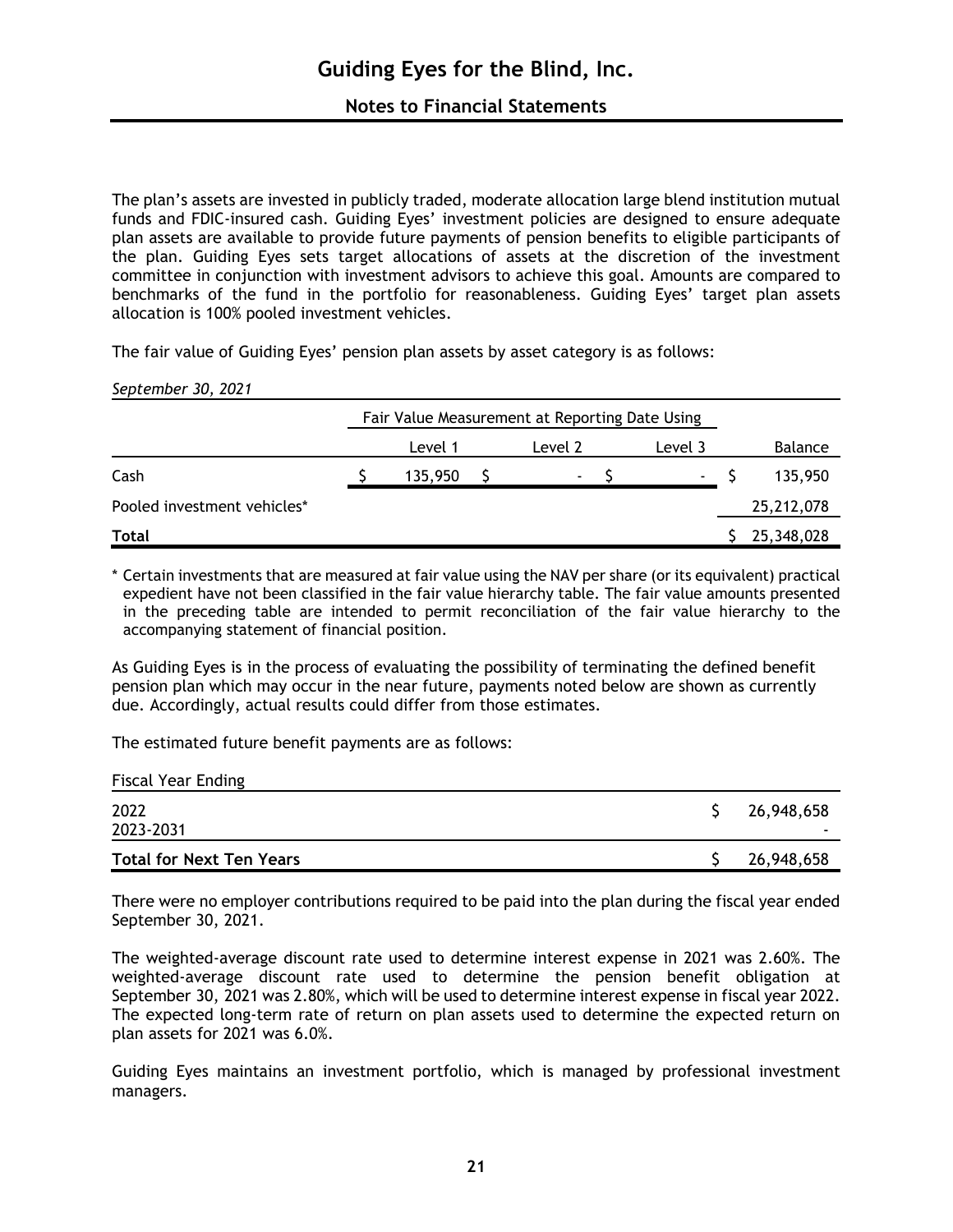The plan's assets are invested in publicly traded, moderate allocation large blend institution mutual funds and FDIC-insured cash. Guiding Eyes' investment policies are designed to ensure adequate plan assets are available to provide future payments of pension benefits to eligible participants of the plan. Guiding Eyes sets target allocations of assets at the discretion of the investment committee in conjunction with investment advisors to achieve this goal. Amounts are compared to benchmarks of the fund in the portfolio for reasonableness. Guiding Eyes' target plan assets allocation is 100% pooled investment vehicles.

The fair value of Guiding Eyes' pension plan assets by asset category is as follows:

*September 30, 2021*

| | Fair Value Measurement at Reporting Date Using | | | |
|---|---|---|---|---|
| | Level 1 | Level 2 | Level 3 | Balance |
| Cash | $ 135,950 | $ - | $ - | $ 135,950 |
| Pooled investment vehicles* | | | | 25,212,078 |
| **Total** | | | | $ 25,348,028 |

* Certain investments that are measured at fair value using the NAV per share (or its equivalent) practical expedient have not been classified in the fair value hierarchy table. The fair value amounts presented in the preceding table are intended to permit reconciliation of the fair value hierarchy to the accompanying statement of financial position.

As Guiding Eyes is in the process of evaluating the possibility of terminating the defined benefit pension plan which may occur in the near future, payments noted below are shown as currently due. Accordingly, actual results could differ from those estimates.

The estimated future benefit payments are as follows:

| Fiscal Year Ending | |
|---|---|
| 2022 | $ 26,948,658 |
| 2023-2031 | - |
| **Total for Next Ten Years** | $ 26,948,658 |

There were no employer contributions required to be paid into the plan during the fiscal year ended September 30, 2021.

The weighted-average discount rate used to determine interest expense in 2021 was 2.60%. The weighted-average discount rate used to determine the pension benefit obligation at September 30, 2021 was 2.80%, which will be used to determine interest expense in fiscal year 2022. The expected long-term rate of return on plan assets used to determine the expected return on plan assets for 2021 was 6.0%.

Guiding Eyes maintains an investment portfolio, which is managed by professional investment managers.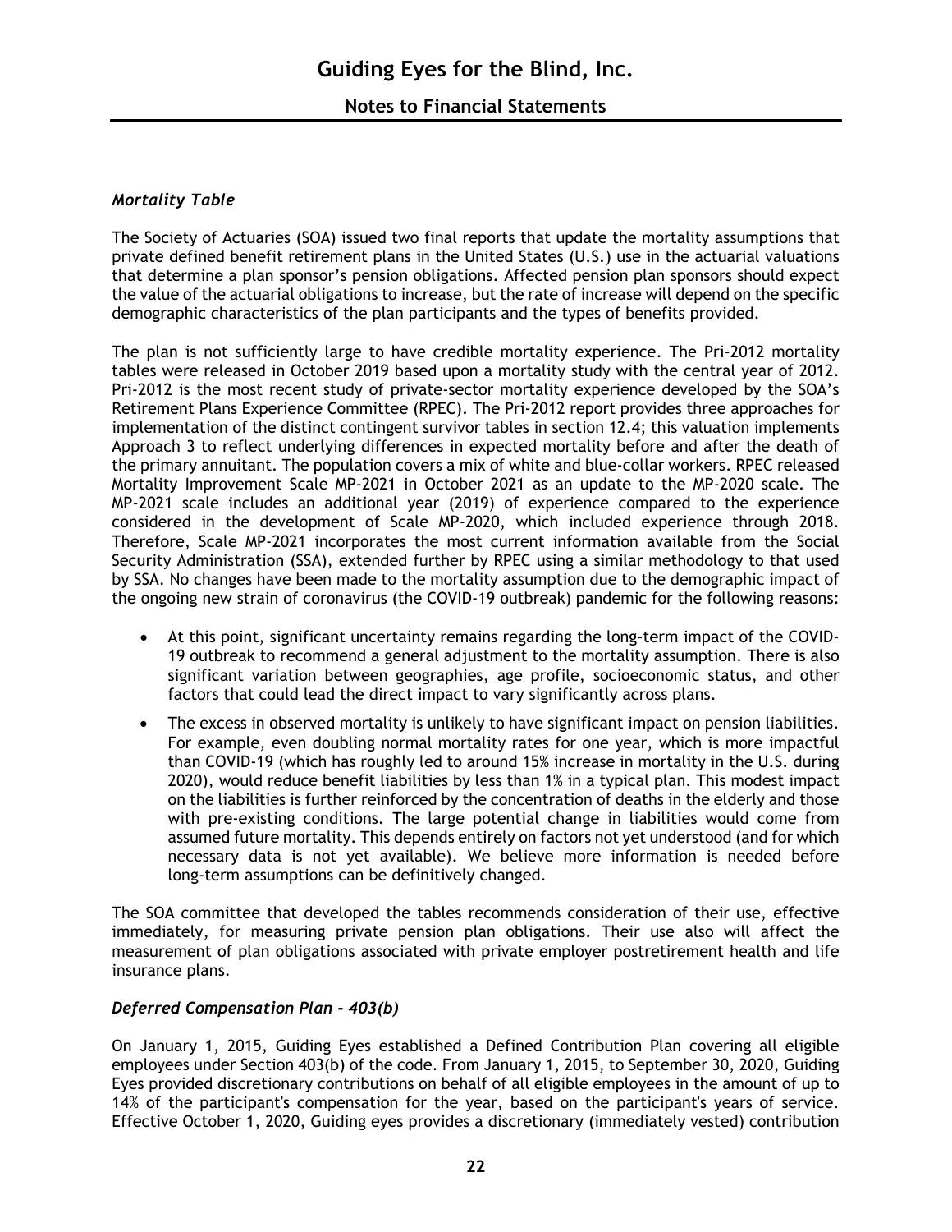### *Mortality Table*

The Society of Actuaries (SOA) issued two final reports that update the mortality assumptions that private defined benefit retirement plans in the United States (U.S.) use in the actuarial valuations that determine a plan sponsor's pension obligations. Affected pension plan sponsors should expect the value of the actuarial obligations to increase, but the rate of increase will depend on the specific demographic characteristics of the plan participants and the types of benefits provided.

The plan is not sufficiently large to have credible mortality experience. The Pri-2012 mortality tables were released in October 2019 based upon a mortality study with the central year of 2012. Pri-2012 is the most recent study of private-sector mortality experience developed by the SOA's Retirement Plans Experience Committee (RPEC). The Pri-2012 report provides three approaches for implementation of the distinct contingent survivor tables in section 12.4; this valuation implements Approach 3 to reflect underlying differences in expected mortality before and after the death of the primary annuitant. The population covers a mix of white and blue-collar workers. RPEC released Mortality Improvement Scale MP-2021 in October 2021 as an update to the MP-2020 scale. The MP-2021 scale includes an additional year (2019) of experience compared to the experience considered in the development of Scale MP-2020, which included experience through 2018. Therefore, Scale MP-2021 incorporates the most current information available from the Social Security Administration (SSA), extended further by RPEC using a similar methodology to that used by SSA. No changes have been made to the mortality assumption due to the demographic impact of the ongoing new strain of coronavirus (the COVID-19 outbreak) pandemic for the following reasons:

- At this point, significant uncertainty remains regarding the long-term impact of the COVID-19 outbreak to recommend a general adjustment to the mortality assumption. There is also significant variation between geographies, age profile, socioeconomic status, and other factors that could lead the direct impact to vary significantly across plans.
- The excess in observed mortality is unlikely to have significant impact on pension liabilities. For example, even doubling normal mortality rates for one year, which is more impactful than COVID-19 (which has roughly led to around 15% increase in mortality in the U.S. during 2020), would reduce benefit liabilities by less than 1% in a typical plan. This modest impact on the liabilities is further reinforced by the concentration of deaths in the elderly and those with pre-existing conditions. The large potential change in liabilities would come from assumed future mortality. This depends entirely on factors not yet understood (and for which necessary data is not yet available). We believe more information is needed before long-term assumptions can be definitively changed.

The SOA committee that developed the tables recommends consideration of their use, effective immediately, for measuring private pension plan obligations. Their use also will affect the measurement of plan obligations associated with private employer postretirement health and life insurance plans.

### *Deferred Compensation Plan - 403(b)*

On January 1, 2015, Guiding Eyes established a Defined Contribution Plan covering all eligible employees under Section 403(b) of the code. From January 1, 2015, to September 30, 2020, Guiding Eyes provided discretionary contributions on behalf of all eligible employees in the amount of up to 14% of the participant's compensation for the year, based on the participant's years of service. Effective October 1, 2020, Guiding eyes provides a discretionary (immediately vested) contribution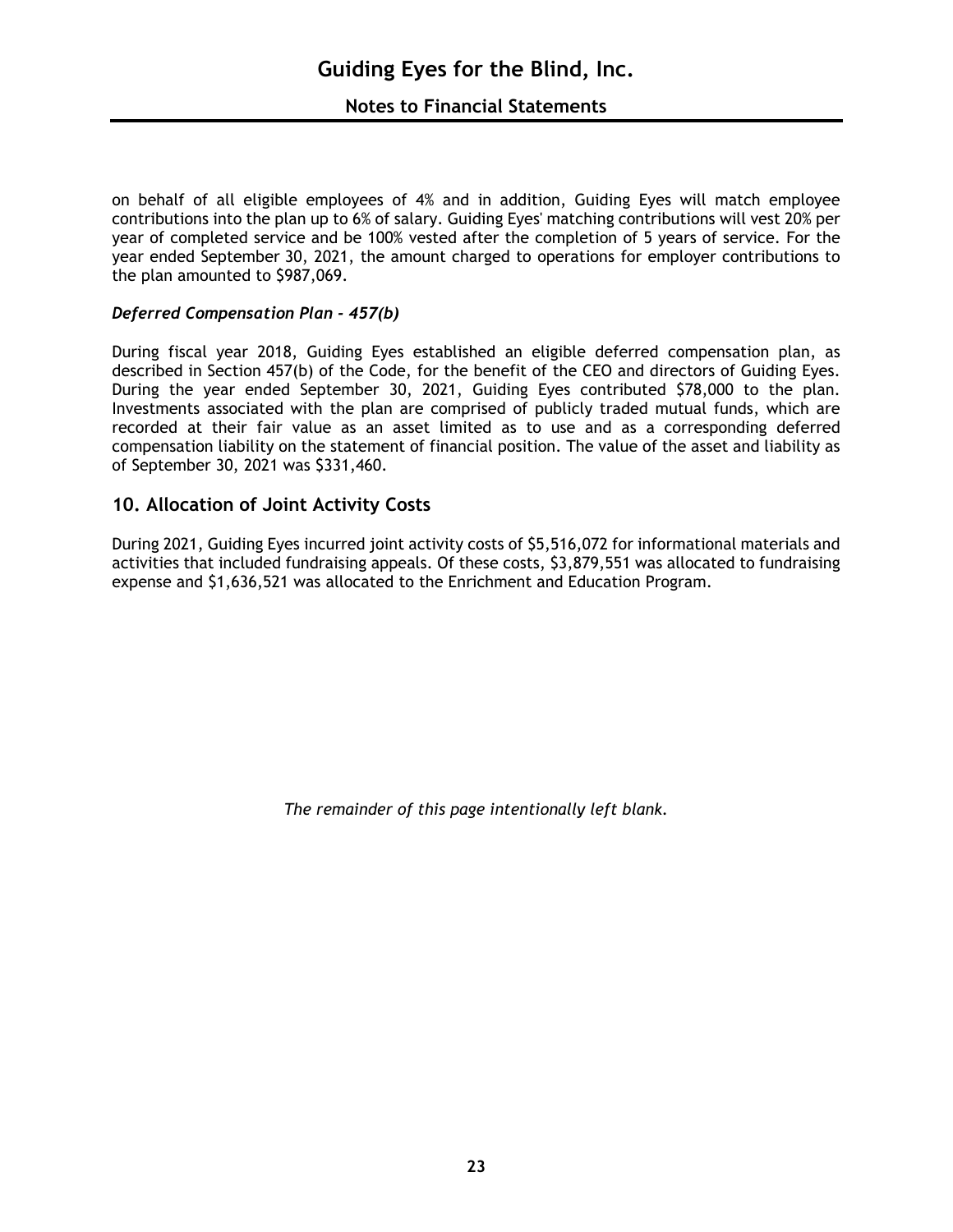on behalf of all eligible employees of 4% and in addition, Guiding Eyes will match employee contributions into the plan up to 6% of salary. Guiding Eyes' matching contributions will vest 20% per year of completed service and be 100% vested after the completion of 5 years of service. For the year ended September 30, 2021, the amount charged to operations for employer contributions to the plan amounted to $987,069.

### *Deferred Compensation Plan - 457(b)*

During fiscal year 2018, Guiding Eyes established an eligible deferred compensation plan, as described in Section 457(b) of the Code, for the benefit of the CEO and directors of Guiding Eyes. During the year ended September 30, 2021, Guiding Eyes contributed $78,000 to the plan. Investments associated with the plan are comprised of publicly traded mutual funds, which are recorded at their fair value as an asset limited as to use and as a corresponding deferred compensation liability on the statement of financial position. The value of the asset and liability as of September 30, 2021 was $331,460.

## 10. Allocation of Joint Activity Costs

During 2021, Guiding Eyes incurred joint activity costs of $5,516,072 for informational materials and activities that included fundraising appeals. Of these costs, $3,879,551 was allocated to fundraising expense and $1,636,521 was allocated to the Enrichment and Education Program.

*The remainder of this page intentionally left blank.*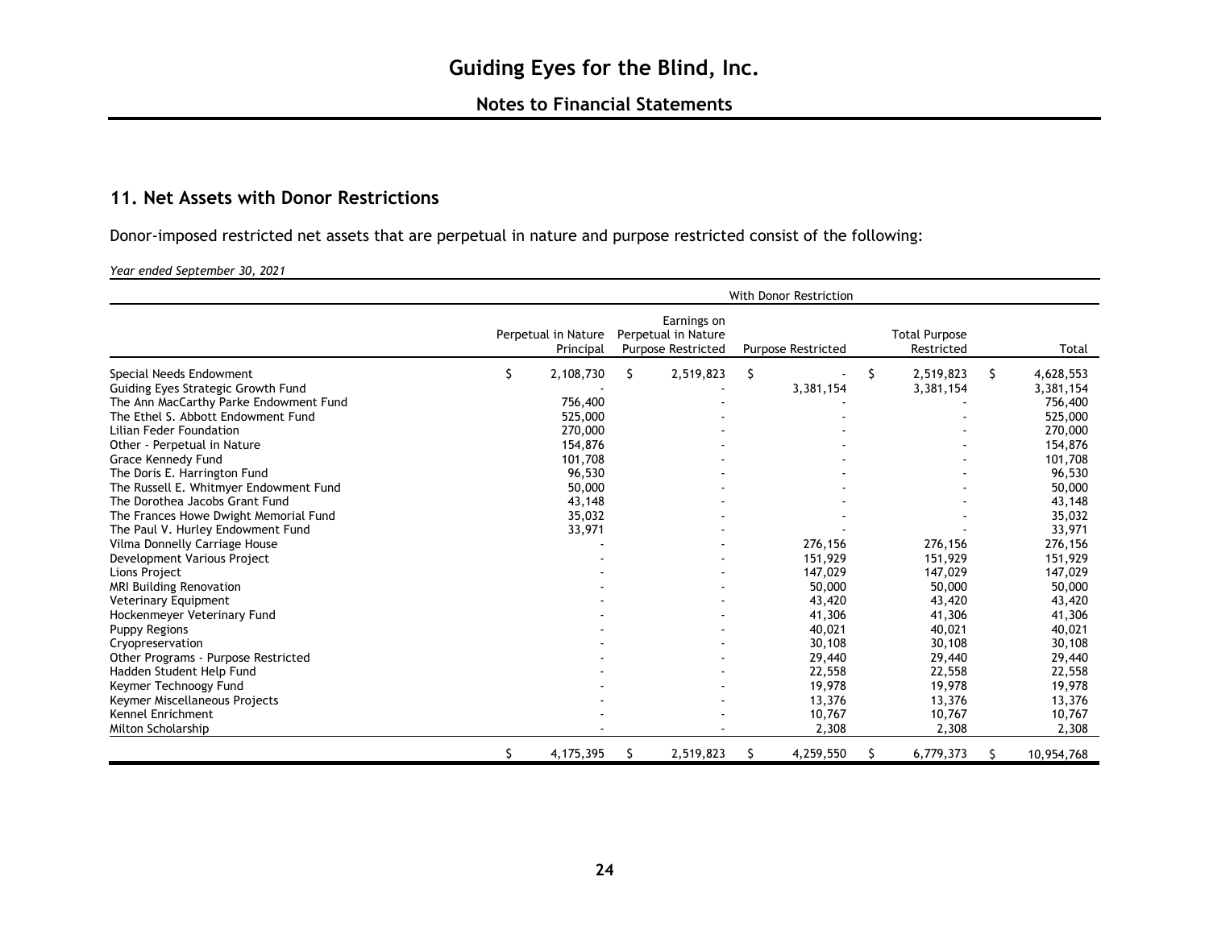## 11. Net Assets with Donor Restrictions

Donor-imposed restricted net assets that are perpetual in nature and purpose restricted consist of the following:

*Year ended September 30, 2021*

| | With Donor Restriction | | | | |
|---|---|---|---|---|---|
| | Perpetual in Nature Principal | Earnings on Perpetual in Nature Purpose Restricted | Purpose Restricted | Total Purpose Restricted | Total |
| Special Needs Endowment | $ 2,108,730 | $ 2,519,823 | $ - | $ 2,519,823 | $ 4,628,553 |
| Guiding Eyes Strategic Growth Fund | - | - | 3,381,154 | 3,381,154 | 3,381,154 |
| The Ann MacCarthy Parke Endowment Fund | 756,400 | - | - | - | 756,400 |
| The Ethel S. Abbott Endowment Fund | 525,000 | - | - | - | 525,000 |
| Lilian Feder Foundation | 270,000 | - | - | - | 270,000 |
| Other - Perpetual in Nature | 154,876 | - | - | - | 154,876 |
| Grace Kennedy Fund | 101,708 | - | - | - | 101,708 |
| The Doris E. Harrington Fund | 96,530 | - | - | - | 96,530 |
| The Russell E. Whitmyer Endowment Fund | 50,000 | - | - | - | 50,000 |
| The Dorothea Jacobs Grant Fund | 43,148 | - | - | - | 43,148 |
| The Frances Howe Dwight Memorial Fund | 35,032 | - | - | - | 35,032 |
| The Paul V. Hurley Endowment Fund | 33,971 | - | - | - | 33,971 |
| Vilma Donnelly Carriage House | - | - | 276,156 | 276,156 | 276,156 |
| Development Various Project | - | - | 151,929 | 151,929 | 151,929 |
| Lions Project | - | - | 147,029 | 147,029 | 147,029 |
| MRI Building Renovation | - | - | 50,000 | 50,000 | 50,000 |
| Veterinary Equipment | - | - | 43,420 | 43,420 | 43,420 |
| Hockenmeyer Veterinary Fund | - | - | 41,306 | 41,306 | 41,306 |
| Puppy Regions | - | - | 40,021 | 40,021 | 40,021 |
| Cryopreservation | - | - | 30,108 | 30,108 | 30,108 |
| Other Programs - Purpose Restricted | - | - | 29,440 | 29,440 | 29,440 |
| Hadden Student Help Fund | - | - | 22,558 | 22,558 | 22,558 |
| Keymer Technoogy Fund | - | - | 19,978 | 19,978 | 19,978 |
| Keymer Miscellaneous Projects | - | - | 13,376 | 13,376 | 13,376 |
| Kennel Enrichment | - | - | 10,767 | 10,767 | 10,767 |
| Milton Scholarship | - | - | 2,308 | 2,308 | 2,308 |
| | $ 4,175,395 | $ 2,519,823 | $ 4,259,550 | $ 6,779,373 | $ 10,954,768 |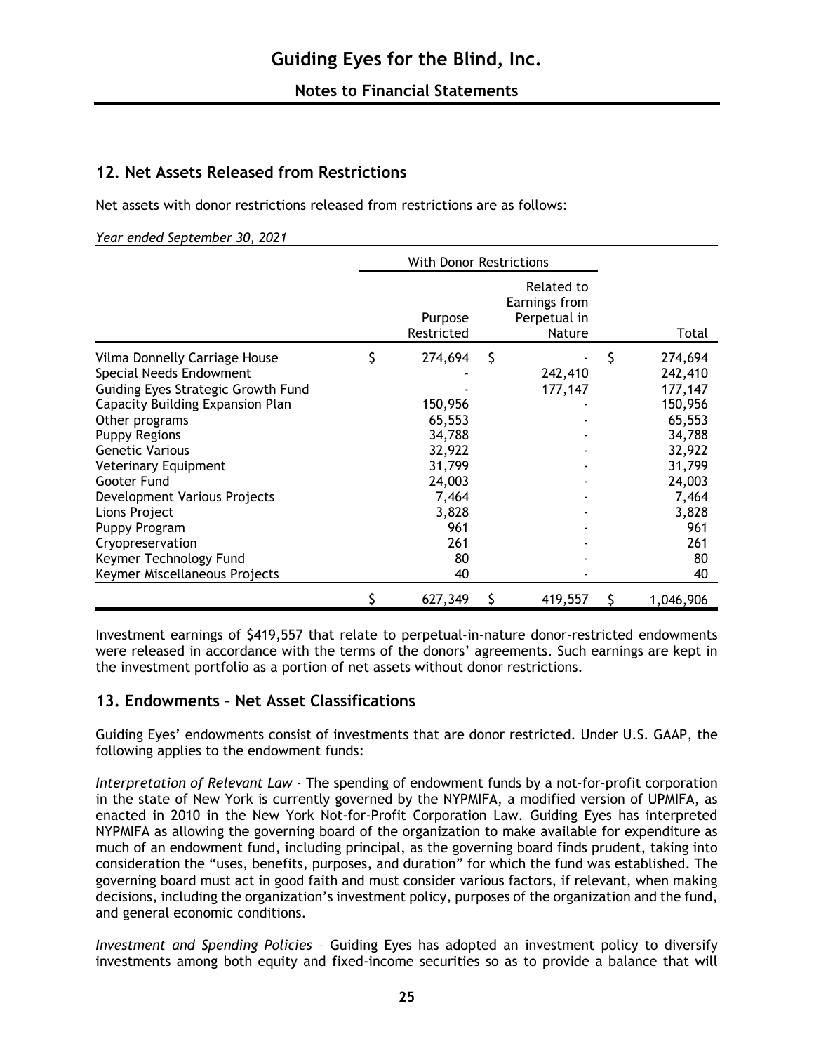## 12. Net Assets Released from Restrictions

Net assets with donor restrictions released from restrictions are as follows:

*Year ended September 30, 2021*

| | With Donor Restrictions | | |
|---|---|---|---|
| | Purpose Restricted | Related to Earnings from Perpetual in Nature | Total |
| Vilma Donnelly Carriage House | $ 274,694 | $ - | $ 274,694 |
| Special Needs Endowment | - | 242,410 | 242,410 |
| Guiding Eyes Strategic Growth Fund | - | 177,147 | 177,147 |
| Capacity Building Expansion Plan | 150,956 | - | 150,956 |
| Other programs | 65,553 | - | 65,553 |
| Puppy Regions | 34,788 | - | 34,788 |
| Genetic Various | 32,922 | - | 32,922 |
| Veterinary Equipment | 31,799 | - | 31,799 |
| Gooter Fund | 24,003 | - | 24,003 |
| Development Various Projects | 7,464 | - | 7,464 |
| Lions Project | 3,828 | - | 3,828 |
| Puppy Program | 961 | - | 961 |
| Cryopreservation | 261 | - | 261 |
| Keymer Technology Fund | 80 | - | 80 |
| Keymer Miscellaneous Projects | 40 | - | 40 |
| | $ 627,349 | $ 419,557 | $ 1,046,906 |

Investment earnings of $419,557 that relate to perpetual-in-nature donor-restricted endowments were released in accordance with the terms of the donors' agreements. Such earnings are kept in the investment portfolio as a portion of net assets without donor restrictions.

## 13. Endowments – Net Asset Classifications

Guiding Eyes' endowments consist of investments that are donor restricted. Under U.S. GAAP, the following applies to the endowment funds:

*Interpretation of Relevant Law* - The spending of endowment funds by a not-for-profit corporation in the state of New York is currently governed by the NYPMIFA, a modified version of UPMIFA, as enacted in 2010 in the New York Not-for-Profit Corporation Law. Guiding Eyes has interpreted NYPMIFA as allowing the governing board of the organization to make available for expenditure as much of an endowment fund, including principal, as the governing board finds prudent, taking into consideration the "uses, benefits, purposes, and duration" for which the fund was established. The governing board must act in good faith and must consider various factors, if relevant, when making decisions, including the organization's investment policy, purposes of the organization and the fund, and general economic conditions.

*Investment and Spending Policies* – Guiding Eyes has adopted an investment policy to diversify investments among both equity and fixed-income securities so as to provide a balance that will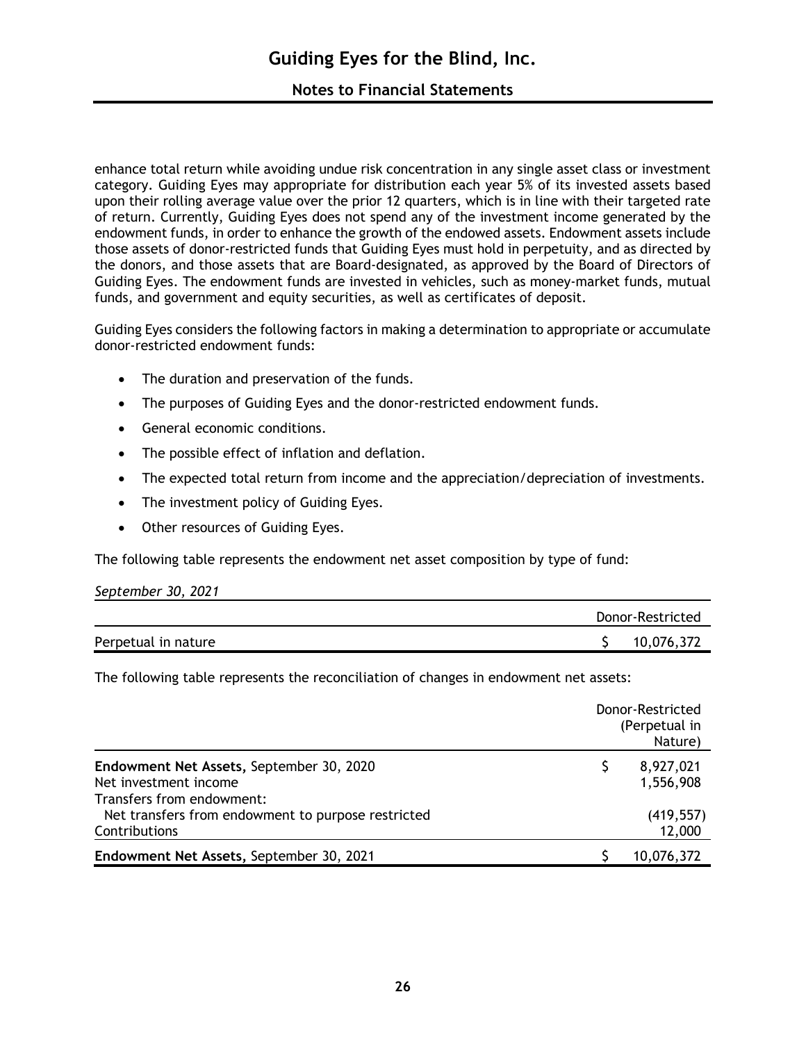enhance total return while avoiding undue risk concentration in any single asset class or investment category. Guiding Eyes may appropriate for distribution each year 5% of its invested assets based upon their rolling average value over the prior 12 quarters, which is in line with their targeted rate of return. Currently, Guiding Eyes does not spend any of the investment income generated by the endowment funds, in order to enhance the growth of the endowed assets. Endowment assets include those assets of donor-restricted funds that Guiding Eyes must hold in perpetuity, and as directed by the donors, and those assets that are Board-designated, as approved by the Board of Directors of Guiding Eyes. The endowment funds are invested in vehicles, such as money-market funds, mutual funds, and government and equity securities, as well as certificates of deposit.

Guiding Eyes considers the following factors in making a determination to appropriate or accumulate donor-restricted endowment funds:

- The duration and preservation of the funds.
- The purposes of Guiding Eyes and the donor-restricted endowment funds.
- General economic conditions.
- The possible effect of inflation and deflation.
- The expected total return from income and the appreciation/depreciation of investments.
- The investment policy of Guiding Eyes.
- Other resources of Guiding Eyes.

The following table represents the endowment net asset composition by type of fund:

*September 30, 2021*

| | Donor-Restricted |
|---|---|
| Perpetual in nature | $ 10,076,372 |

The following table represents the reconciliation of changes in endowment net assets:

| | Donor-Restricted (Perpetual in Nature) |
|---|---|
| **Endowment Net Assets,** September 30, 2020 | $ 8,927,021 |
| Net investment income | 1,556,908 |
| Transfers from endowment: | |
| Net transfers from endowment to purpose restricted | (419,557) |
| Contributions | 12,000 |
| **Endowment Net Assets,** September 30, 2021 | $ 10,076,372 |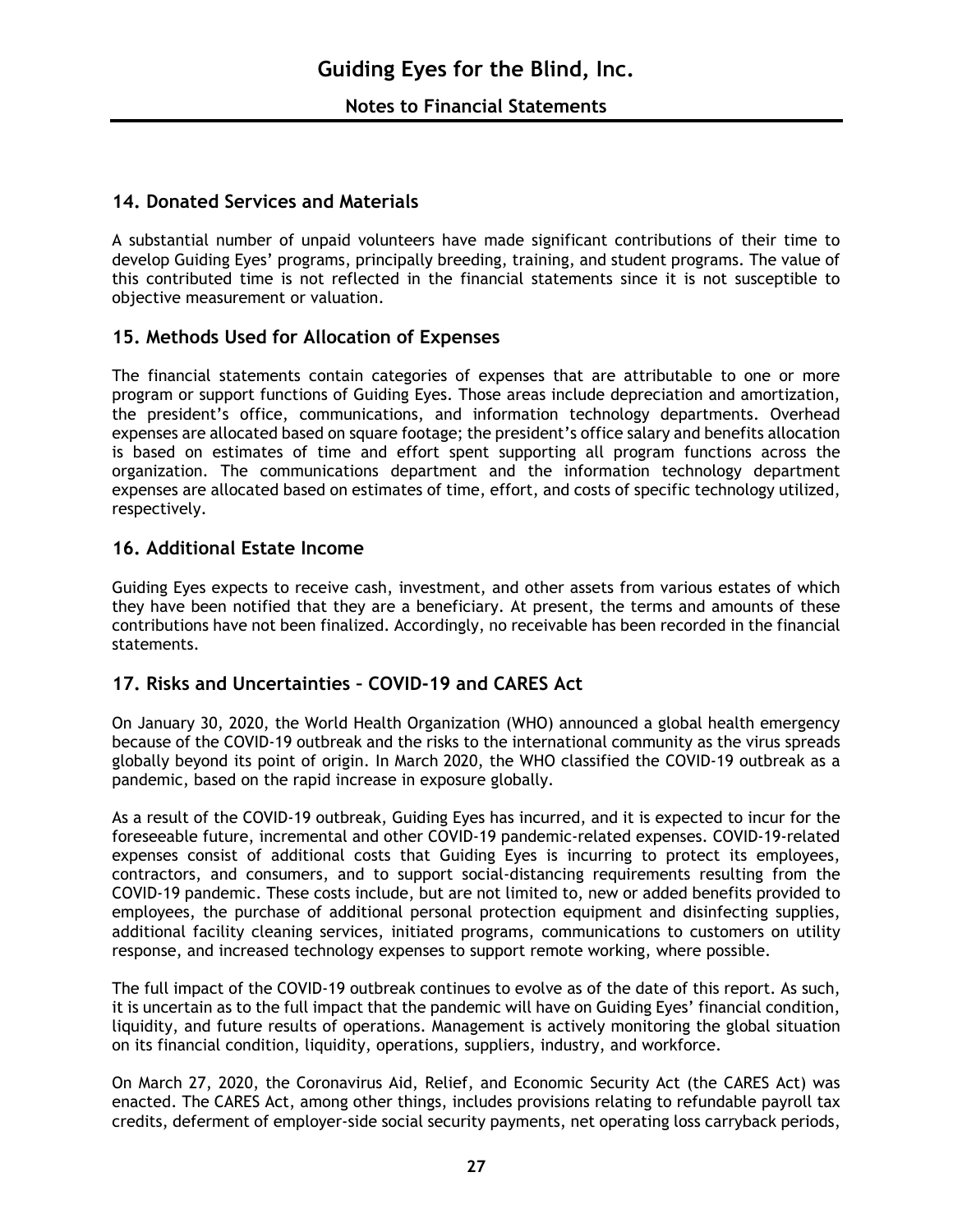## 14. Donated Services and Materials

A substantial number of unpaid volunteers have made significant contributions of their time to develop Guiding Eyes' programs, principally breeding, training, and student programs. The value of this contributed time is not reflected in the financial statements since it is not susceptible to objective measurement or valuation.

## 15. Methods Used for Allocation of Expenses

The financial statements contain categories of expenses that are attributable to one or more program or support functions of Guiding Eyes. Those areas include depreciation and amortization, the president's office, communications, and information technology departments. Overhead expenses are allocated based on square footage; the president's office salary and benefits allocation is based on estimates of time and effort spent supporting all program functions across the organization. The communications department and the information technology department expenses are allocated based on estimates of time, effort, and costs of specific technology utilized, respectively.

## 16. Additional Estate Income

Guiding Eyes expects to receive cash, investment, and other assets from various estates of which they have been notified that they are a beneficiary. At present, the terms and amounts of these contributions have not been finalized. Accordingly, no receivable has been recorded in the financial statements.

## 17. Risks and Uncertainties – COVID-19 and CARES Act

On January 30, 2020, the World Health Organization (WHO) announced a global health emergency because of the COVID-19 outbreak and the risks to the international community as the virus spreads globally beyond its point of origin. In March 2020, the WHO classified the COVID-19 outbreak as a pandemic, based on the rapid increase in exposure globally.

As a result of the COVID-19 outbreak, Guiding Eyes has incurred, and it is expected to incur for the foreseeable future, incremental and other COVID-19 pandemic-related expenses. COVID-19-related expenses consist of additional costs that Guiding Eyes is incurring to protect its employees, contractors, and consumers, and to support social-distancing requirements resulting from the COVID-19 pandemic. These costs include, but are not limited to, new or added benefits provided to employees, the purchase of additional personal protection equipment and disinfecting supplies, additional facility cleaning services, initiated programs, communications to customers on utility response, and increased technology expenses to support remote working, where possible.

The full impact of the COVID-19 outbreak continues to evolve as of the date of this report. As such, it is uncertain as to the full impact that the pandemic will have on Guiding Eyes' financial condition, liquidity, and future results of operations. Management is actively monitoring the global situation on its financial condition, liquidity, operations, suppliers, industry, and workforce.

On March 27, 2020, the Coronavirus Aid, Relief, and Economic Security Act (the CARES Act) was enacted. The CARES Act, among other things, includes provisions relating to refundable payroll tax credits, deferment of employer-side social security payments, net operating loss carryback periods,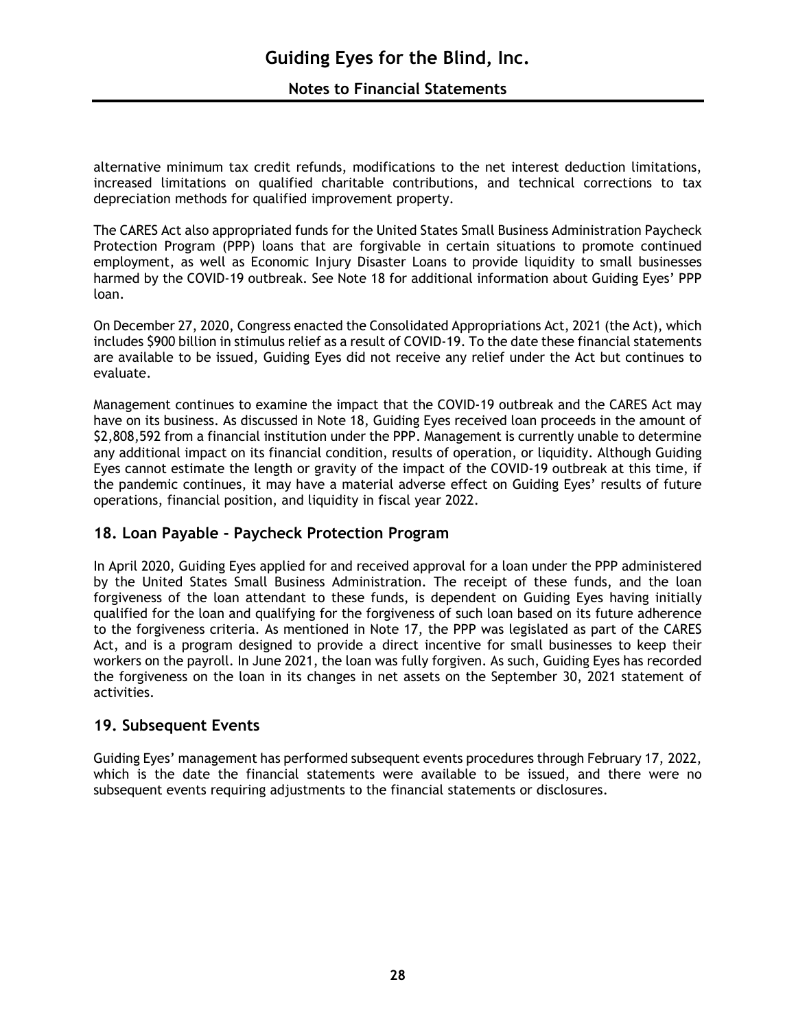alternative minimum tax credit refunds, modifications to the net interest deduction limitations, increased limitations on qualified charitable contributions, and technical corrections to tax depreciation methods for qualified improvement property.

The CARES Act also appropriated funds for the United States Small Business Administration Paycheck Protection Program (PPP) loans that are forgivable in certain situations to promote continued employment, as well as Economic Injury Disaster Loans to provide liquidity to small businesses harmed by the COVID-19 outbreak. See Note 18 for additional information about Guiding Eyes' PPP loan.

On December 27, 2020, Congress enacted the Consolidated Appropriations Act, 2021 (the Act), which includes $900 billion in stimulus relief as a result of COVID-19. To the date these financial statements are available to be issued, Guiding Eyes did not receive any relief under the Act but continues to evaluate.

Management continues to examine the impact that the COVID-19 outbreak and the CARES Act may have on its business. As discussed in Note 18, Guiding Eyes received loan proceeds in the amount of $2,808,592 from a financial institution under the PPP. Management is currently unable to determine any additional impact on its financial condition, results of operation, or liquidity. Although Guiding Eyes cannot estimate the length or gravity of the impact of the COVID-19 outbreak at this time, if the pandemic continues, it may have a material adverse effect on Guiding Eyes' results of future operations, financial position, and liquidity in fiscal year 2022.

## 18. Loan Payable - Paycheck Protection Program

In April 2020, Guiding Eyes applied for and received approval for a loan under the PPP administered by the United States Small Business Administration. The receipt of these funds, and the loan forgiveness of the loan attendant to these funds, is dependent on Guiding Eyes having initially qualified for the loan and qualifying for the forgiveness of such loan based on its future adherence to the forgiveness criteria. As mentioned in Note 17, the PPP was legislated as part of the CARES Act, and is a program designed to provide a direct incentive for small businesses to keep their workers on the payroll. In June 2021, the loan was fully forgiven. As such, Guiding Eyes has recorded the forgiveness on the loan in its changes in net assets on the September 30, 2021 statement of activities.

## 19. Subsequent Events

Guiding Eyes' management has performed subsequent events procedures through February 17, 2022, which is the date the financial statements were available to be issued, and there were no subsequent events requiring adjustments to the financial statements or disclosures.